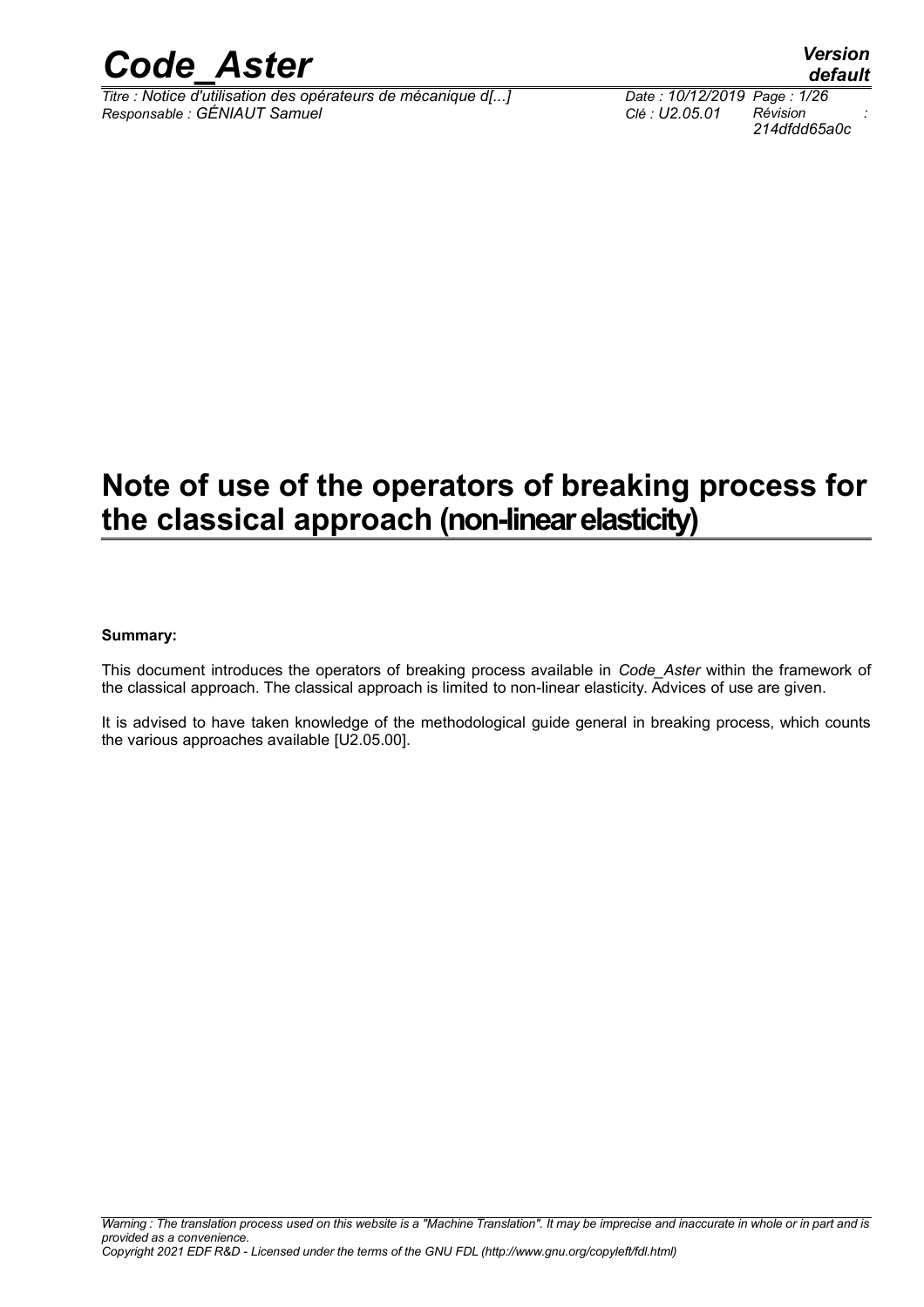# Note of use of the operators of breaking process for the classical approach (non-linear elasticity)

**Summary:**

This document introduces the operators of breaking process available in *Code_Aster* within the framework of the classical approach. The classical approach is limited to non-linear elasticity. Advices of use are given.

It is advised to have taken knowledge of the methodological guide general in breaking process, which counts the various approaches available [U2.05.00].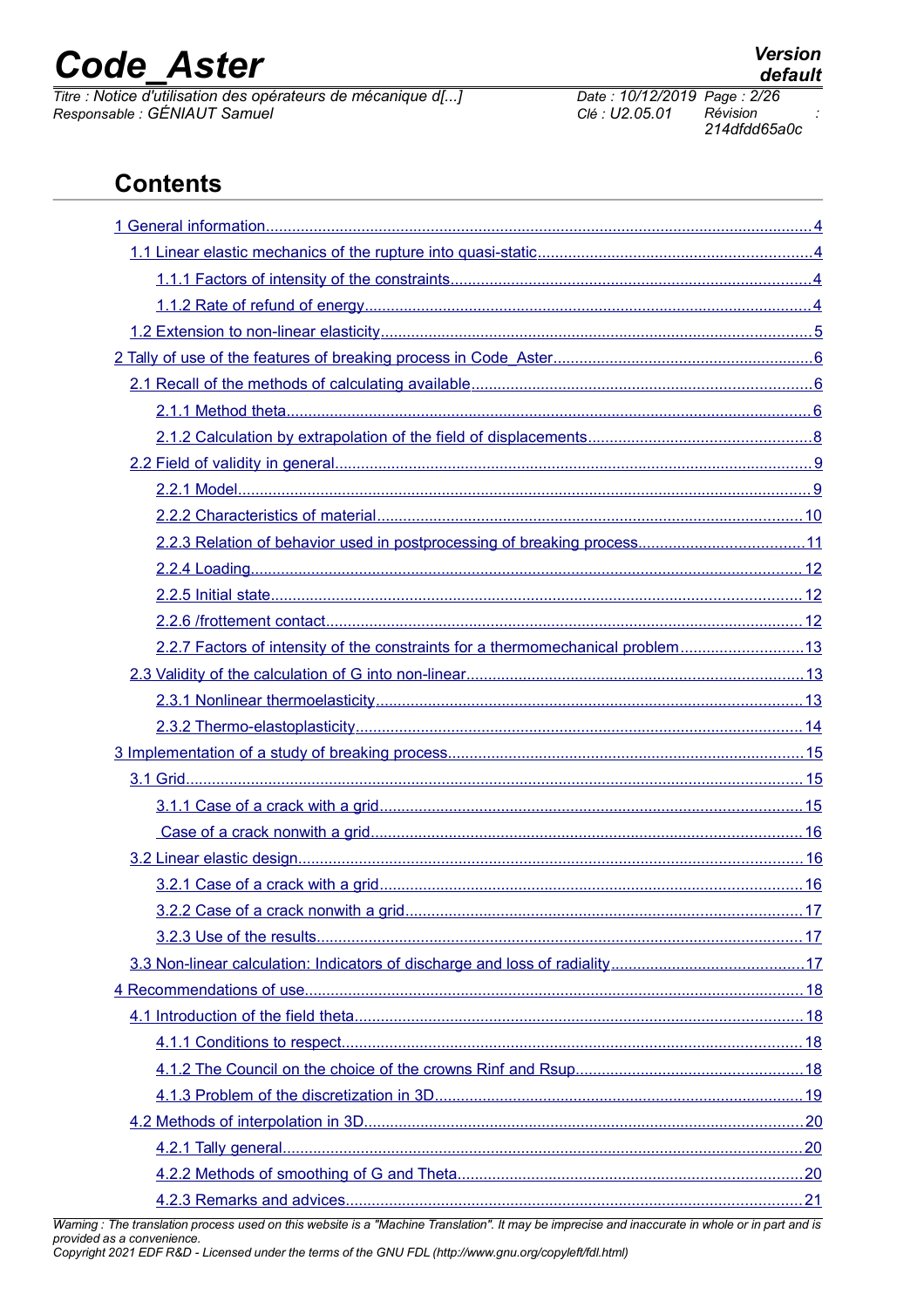## Contents

1 General information....4

1.1 Linear elastic mechanics of the rupture into quasi-static....4

1.1.1 Factors of intensity of the constraints....4

1.1.2 Rate of refund of energy....4

1.2 Extension to non-linear elasticity....5

2 Tally of use of the features of breaking process in Code_Aster....6

2.1 Recall of the methods of calculating available....6

2.1.1 Method theta....6

2.1.2 Calculation by extrapolation of the field of displacements....8

2.2 Field of validity in general....9

2.2.1 Model....9

2.2.2 Characteristics of material....10

2.2.3 Relation of behavior used in postprocessing of breaking process....11

2.2.4 Loading....12

2.2.5 Initial state....12

2.2.6 /frottement contact....12

2.2.7 Factors of intensity of the constraints for a thermomechanical problem....13

2.3 Validity of the calculation of G into non-linear....13

2.3.1 Nonlinear thermoelasticity....13

2.3.2 Thermo-elastoplasticity....14

3 Implementation of a study of breaking process....15

3.1 Grid....15

3.1.1 Case of a crack with a grid....15

Case of a crack nonwith a grid....16

3.2 Linear elastic design....16

3.2.1 Case of a crack with a grid....16

3.2.2 Case of a crack nonwith a grid....17

3.2.3 Use of the results....17

3.3 Non-linear calculation: Indicators of discharge and loss of radiality....17

4 Recommendations of use....18

4.1 Introduction of the field theta....18

4.1.1 Conditions to respect....18

4.1.2 The Council on the choice of the crowns Rinf and Rsup....18

4.1.3 Problem of the discretization in 3D....19

4.2 Methods of interpolation in 3D....20

4.2.1 Tally general....20

4.2.2 Methods of smoothing of G and Theta....20

4.2.3 Remarks and advices....21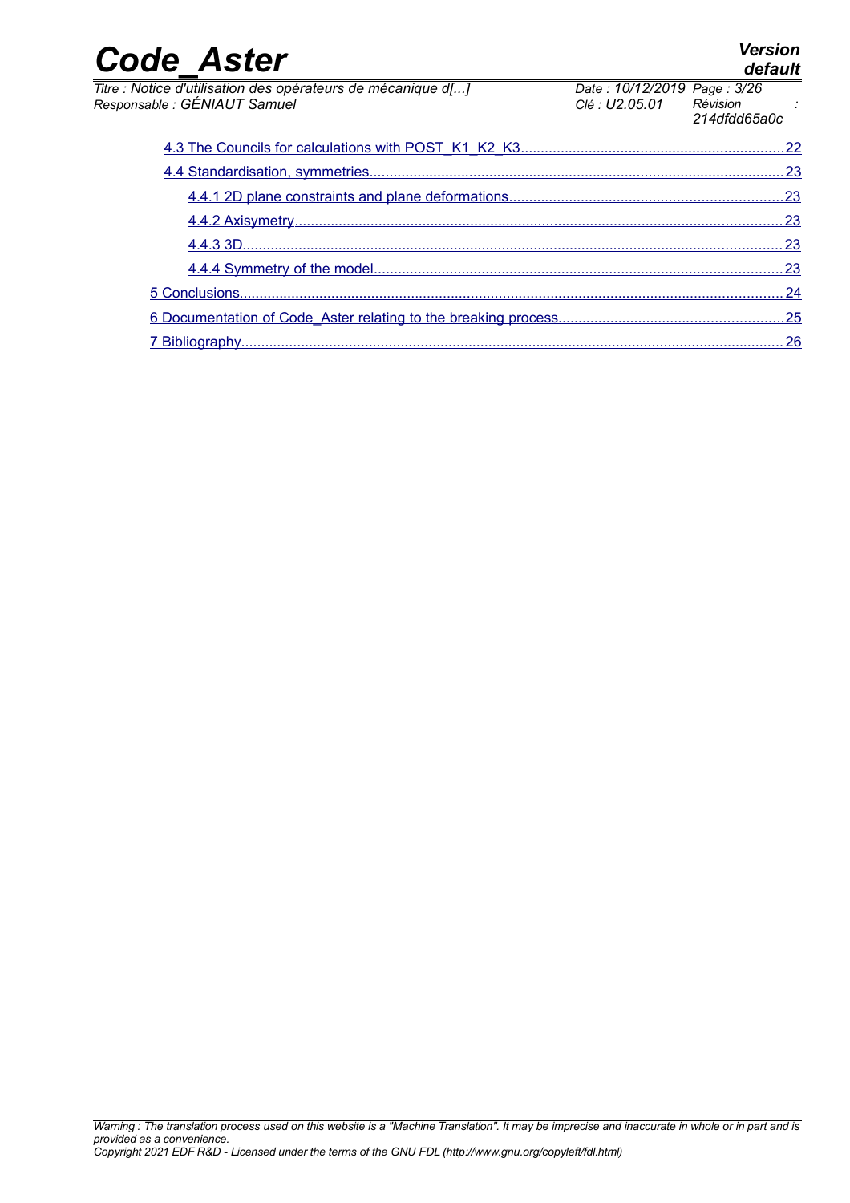- 4.3 The Councils for calculations with POST_K1_K2_K3 ..... 22
- 4.4 Standardisation, symmetries ..... 23
  - 4.4.1 2D plane constraints and plane deformations ..... 23
  - 4.4.2 Axisymetry ..... 23
  - 4.4.3 3D ..... 23
  - 4.4.4 Symmetry of the model ..... 23
- 5 Conclusions ..... 24
- 6 Documentation of Code_Aster relating to the breaking process ..... 25
- 7 Bibliography ..... 26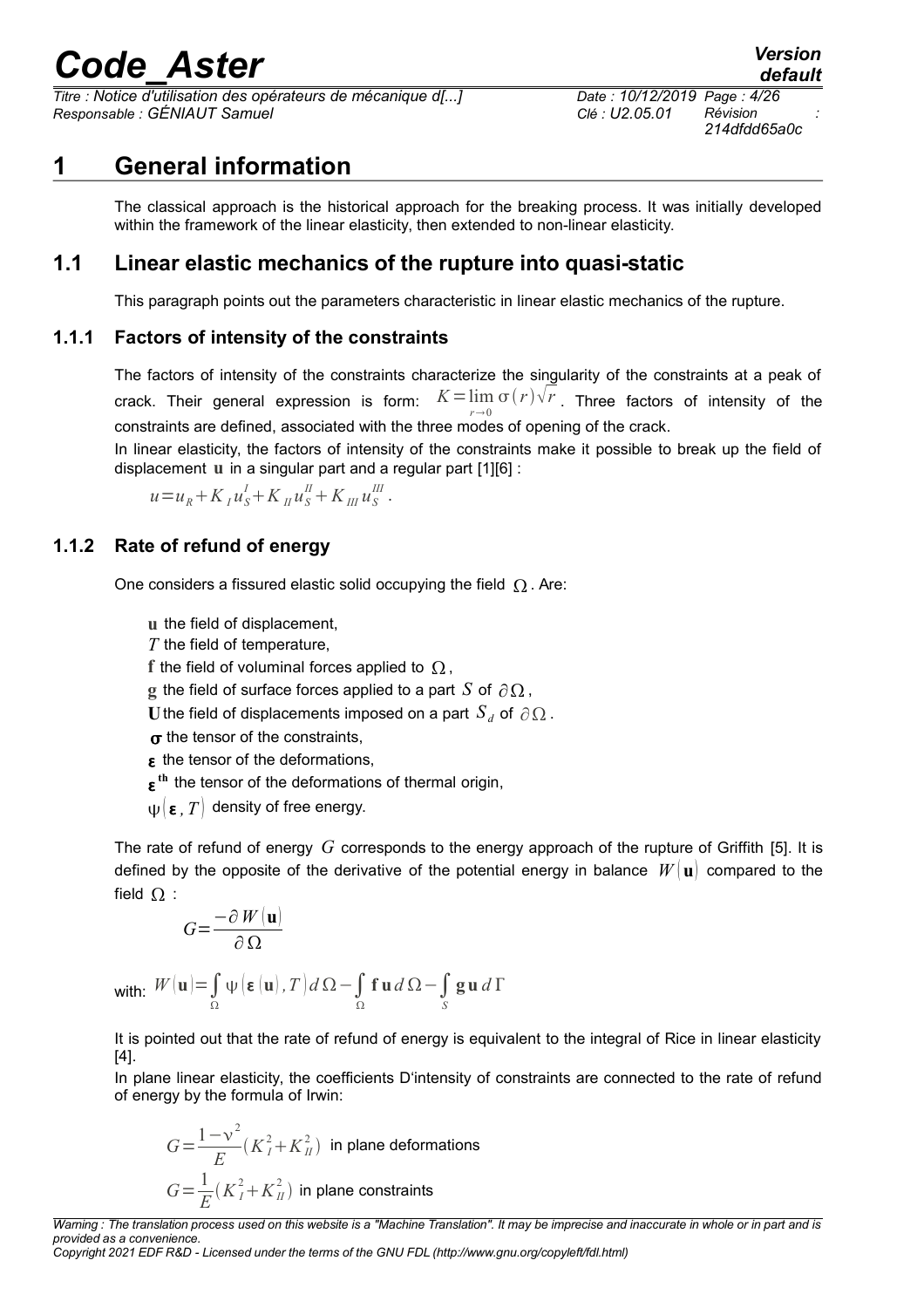# 1 General information

The classical approach is the historical approach for the breaking process. It was initially developed within the framework of the linear elasticity, then extended to non-linear elasticity.

## 1.1 Linear elastic mechanics of the rupture into quasi-static

This paragraph points out the parameters characteristic in linear elastic mechanics of the rupture.

### 1.1.1 Factors of intensity of the constraints

The factors of intensity of the constraints characterize the singularity of the constraints at a peak of crack. Their general expression is form: $K=\lim_{r\to 0}\sigma(r)\sqrt{r}$. Three factors of intensity of the constraints are defined, associated with the three modes of opening of the crack.

In linear elasticity, the factors of intensity of the constraints make it possible to break up the field of displacement $\mathbf{u}$ in a singular part and a regular part [1][6] :

$$u=u_R+K_I u_S^I+K_{II} u_S^{II}+K_{III} u_S^{III}.$$

### 1.1.2 Rate of refund of energy

One considers a fissured elastic solid occupying the field $\Omega$. Are:

- $\mathbf{u}$ the field of displacement,
- $T$ the field of temperature,
- $\mathbf{f}$ the field of voluminal forces applied to $\Omega$,
- $\mathbf{g}$ the field of surface forces applied to a part $S$ of $\partial\Omega$,
- $\mathbf{U}$ the field of displacements imposed on a part $S_d$ of $\partial\Omega$.
- $\boldsymbol{\sigma}$ the tensor of the constraints,
- $\boldsymbol{\varepsilon}$ the tensor of the deformations,
- $\boldsymbol{\varepsilon}^{\mathbf{th}}$ the tensor of the deformations of thermal origin,
- $\psi(\boldsymbol{\varepsilon}, T)$ density of free energy.

The rate of refund of energy $G$ corresponds to the energy approach of the rupture of Griffith [5]. It is defined by the opposite of the derivative of the potential energy in balance $W(\mathbf{u})$ compared to the field $\Omega$ :

$$G=\frac{-\partial W(\mathbf{u})}{\partial\Omega}$$

with: $W(\mathbf{u})=\int_{\Omega}\psi(\boldsymbol{\varepsilon}(\mathbf{u}), T)\,d\Omega-\int_{\Omega}\mathbf{f}\,\mathbf{u}\,d\Omega-\int_{S}\mathbf{g}\,\mathbf{u}\,d\Gamma$

It is pointed out that the rate of refund of energy is equivalent to the integral of Rice in linear elasticity [4].

In plane linear elasticity, the coefficients D'intensity of constraints are connected to the rate of refund of energy by the formula of Irwin:

$$G=\frac{1-\nu^2}{E}(K_I^2+K_{II}^2) \text{ in plane deformations}$$

$$G=\frac{1}{E}(K_I^2+K_{II}^2) \text{ in plane constraints}$$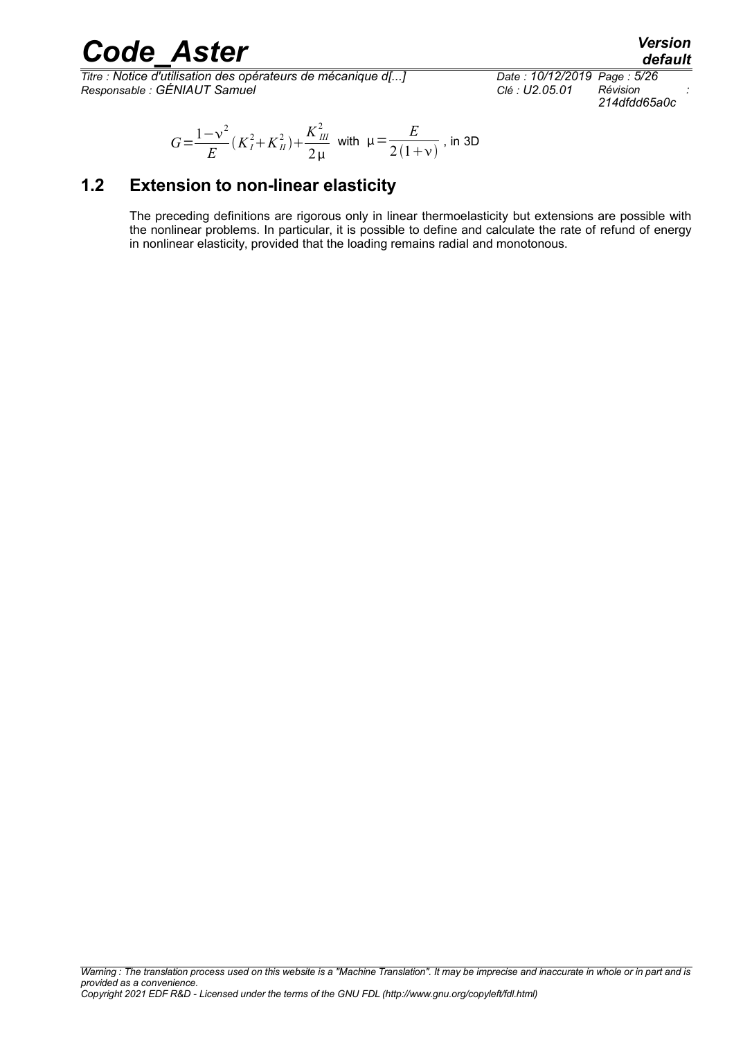$$G=\frac{1-\nu^2}{E}(K_I^2+K_{II}^2)+\frac{K_{III}^2}{2\mu} \text{ with } \mu=\frac{E}{2(1+\nu)} \text{, in 3D}$$

## 1.2 Extension to non-linear elasticity

The preceding definitions are rigorous only in linear thermoelasticity but extensions are possible with the nonlinear problems. In particular, it is possible to define and calculate the rate of refund of energy in nonlinear elasticity, provided that the loading remains radial and monotonous.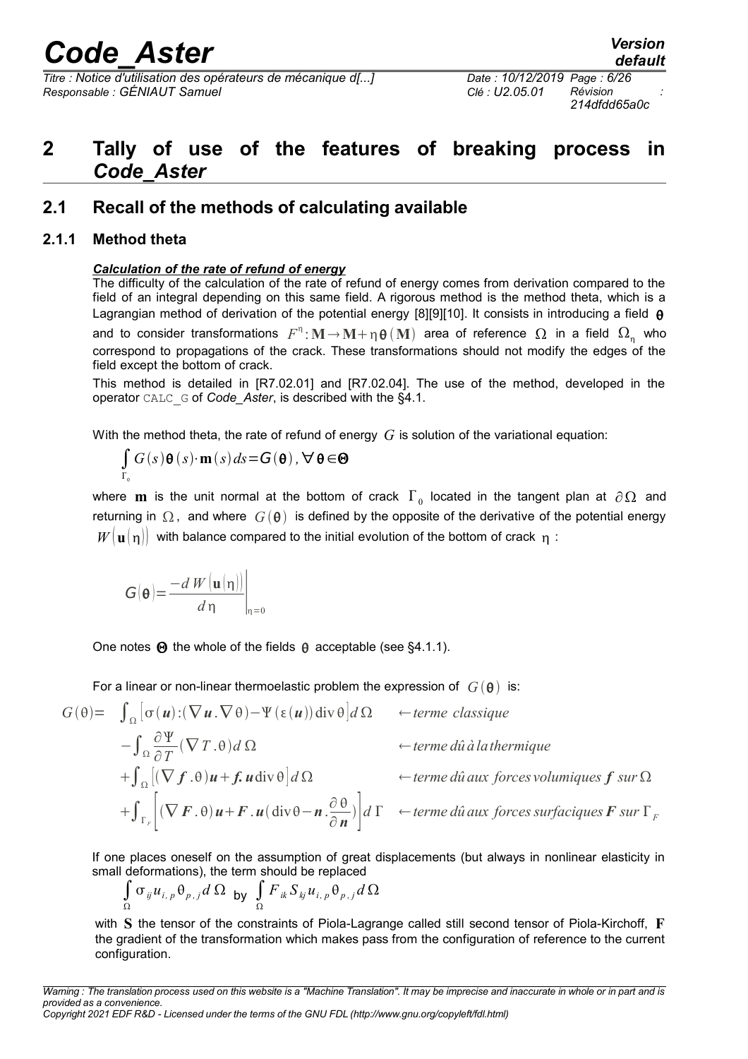# 2 Tally of use of the features of breaking process in *Code_Aster*

## 2.1 Recall of the methods of calculating available

### 2.1.1 Method theta

***Calculation of the rate of refund of energy***

The difficulty of the calculation of the rate of refund of energy comes from derivation compared to the field of an integral depending on this same field. A rigorous method is the method theta, which is a Lagrangian method of derivation of the potential energy [8][9][10]. It consists in introducing a field $\boldsymbol{\theta}$ and to consider transformations $F^{\eta}: \mathbf{M} \rightarrow \mathbf{M} + \eta \boldsymbol{\theta}(\mathbf{M})$ area of reference $\Omega$ in a field $\Omega_{\eta}$ who correspond to propagations of the crack. These transformations should not modify the edges of the field except the bottom of crack.

This method is detailed in [R7.02.01] and [R7.02.04]. The use of the method, developed in the operator CALC_G of *Code_Aster*, is described with the §4.1.

With the method theta, the rate of refund of energy $G$ is solution of the variational equation:

$$\int_{\Gamma_0} G(s)\boldsymbol{\theta}(s)\cdot \mathbf{m}(s)\, ds = G(\boldsymbol{\theta}),\ \forall \boldsymbol{\theta} \in \boldsymbol{\Theta}$$

where $\mathbf{m}$ is the unit normal at the bottom of crack $\Gamma_0$ located in the tangent plan at $\partial\Omega$ and returning in $\Omega$, and where $G(\boldsymbol{\theta})$ is defined by the opposite of the derivative of the potential energy $W(\mathbf{u}(\eta))$ with balance compared to the initial evolution of the bottom of crack $\eta$ :

$$G(\boldsymbol{\theta}) = \left. \frac{-d\, W(\mathbf{u}(\eta))}{d\eta} \right|_{\eta=0}$$

One notes $\boldsymbol{\Theta}$ the whole of the fields $\boldsymbol{\theta}$ acceptable (see §4.1.1).

For a linear or non-linear thermoelastic problem the expression of $G(\boldsymbol{\theta})$ is:

$$
\begin{aligned}
G(\theta) = \; & \int_{\Omega} \left[ \sigma(\boldsymbol{u}) : (\nabla \boldsymbol{u} . \nabla \theta) - \Psi(\varepsilon(\boldsymbol{u})) \operatorname{div} \theta \right] d\Omega && \leftarrow \textit{terme classique} \\
& - \int_{\Omega} \frac{\partial \Psi}{\partial T} (\nabla T . \theta)\, d\Omega && \leftarrow \textit{terme dû à la thermique} \\
& + \int_{\Omega} \left[ (\nabla \boldsymbol{f} . \theta) \boldsymbol{u} + \boldsymbol{f} . \boldsymbol{u} \operatorname{div} \theta \right] d\Omega && \leftarrow \textit{terme dû aux forces volumiques } \boldsymbol{f} \textit{ sur } \Omega \\
& + \int_{\Gamma_F} \left[ (\nabla \boldsymbol{F} . \theta) \boldsymbol{u} + \boldsymbol{F} . \boldsymbol{u} (\operatorname{div} \theta - \boldsymbol{n} . \frac{\partial \theta}{\partial \boldsymbol{n}}) \right] d\Gamma && \leftarrow \textit{terme dû aux forces surfaciques } \boldsymbol{F} \textit{ sur } \Gamma_F
\end{aligned}
$$

If one places oneself on the assumption of great displacements (but always in nonlinear elasticity in small deformations), the term should be replaced

$$\int_{\Omega} \sigma_{ij} u_{i,p} \theta_{p,j}\, d\Omega \ \text{ by } \ \int_{\Omega} F_{ik} S_{kj} u_{i,p} \theta_{p,j}\, d\Omega$$

with $\mathbf{S}$ the tensor of the constraints of Piola-Lagrange called still second tensor of Piola-Kirchoff, $\mathbf{F}$ the gradient of the transformation which makes pass from the configuration of reference to the current configuration.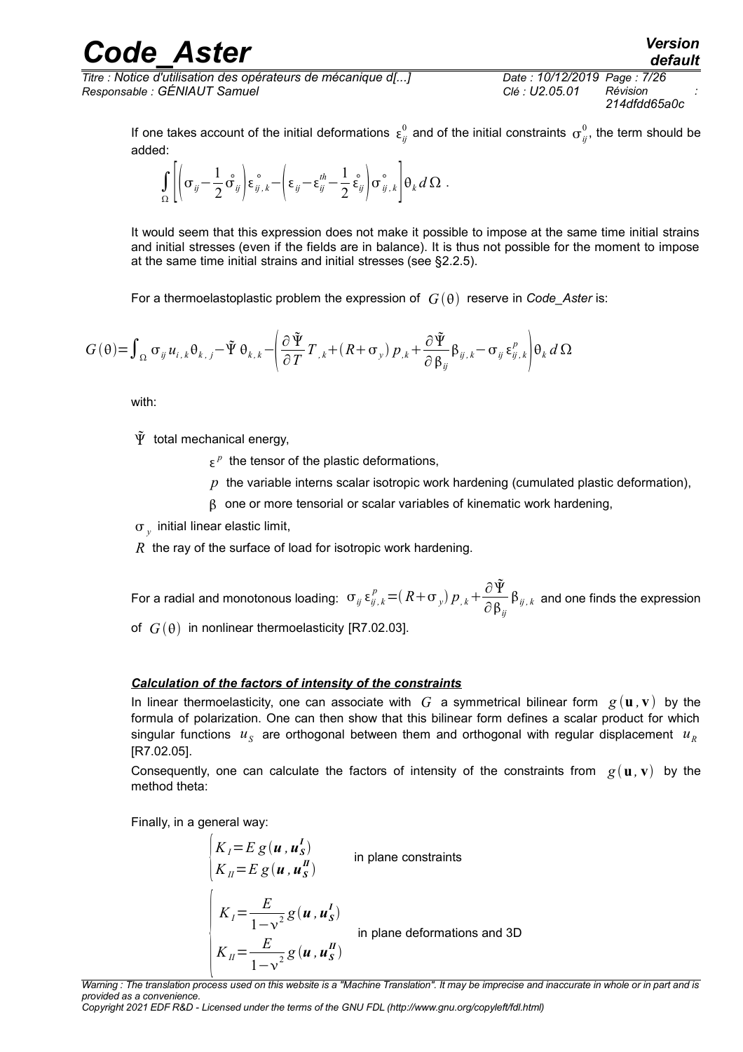If one takes account of the initial deformations $\varepsilon_{ij}^{0}$ and of the initial constraints $\sigma_{ij}^{0}$, the term should be added:

$$\int_{\Omega}\left[\left(\sigma_{ij}-\frac{1}{2}\overset{\circ}{\sigma}_{ij}\right)\overset{\circ}{\varepsilon}_{ij,k}-\left(\varepsilon_{ij}-\varepsilon_{ij}^{th}-\frac{1}{2}\overset{\circ}{\varepsilon}_{ij}\right)\overset{\circ}{\sigma}_{ij,k}\right]\theta_k\, d\Omega \; .$$

It would seem that this expression does not make it possible to impose at the same time initial strains and initial stresses (even if the fields are in balance). It is thus not possible for the moment to impose at the same time initial strains and initial stresses (see §2.2.5).

For a thermoelastoplastic problem the expression of $G(\theta)$ reserve in *Code_Aster* is:

$$G(\theta)=\int_{\Omega}\sigma_{ij}u_{i,k}\theta_{k,j}-\tilde{\Psi}\,\theta_{k,k}-\left(\frac{\partial\tilde{\Psi}}{\partial T}T_{,k}+(R+\sigma_y)\,p_{,k}+\frac{\partial\tilde{\Psi}}{\partial\beta_{ij}}\beta_{ij,k}-\sigma_{ij}\varepsilon_{ij,k}^{p}\right)\theta_k\, d\Omega$$

with:

- $\tilde{\Psi}$ total mechanical energy,
- $\varepsilon^{p}$ the tensor of the plastic deformations,
- $p$ the variable interns scalar isotropic work hardening (cumulated plastic deformation),
- $\beta$ one or more tensorial or scalar variables of kinematic work hardening,
- $\sigma_y$ initial linear elastic limit,
- $R$ the ray of the surface of load for isotropic work hardening.

For a radial and monotonous loading: $\sigma_{ij}\varepsilon_{ij,k}^{p}=(R+\sigma_y)\,p_{,k}+\frac{\partial\tilde{\Psi}}{\partial\beta_{ij}}\beta_{ij,k}$ and one finds the expression of $G(\theta)$ in nonlinear thermoelasticity [R7.02.03].

***Calculation of the factors of intensity of the constraints***

In linear thermoelasticity, one can associate with $G$ a symmetrical bilinear form $g(\mathbf{u},\mathbf{v})$ by the formula of polarization. One can then show that this bilinear form defines a scalar product for which singular functions $u_S$ are orthogonal between them and orthogonal with regular displacement $u_R$ [R7.02.05].

Consequently, one can calculate the factors of intensity of the constraints from $g(\mathbf{u},\mathbf{v})$ by the method theta:

Finally, in a general way:

$$\begin{cases} K_I=E\,g(\boldsymbol{u},\boldsymbol{u_S^I}) \\ K_{II}=E\,g(\boldsymbol{u},\boldsymbol{u_S^{II}}) \end{cases} \quad \text{in plane constraints}$$

$$\begin{cases} K_I=\dfrac{E}{1-\nu^2}\,g(\boldsymbol{u},\boldsymbol{u_S^I}) \\ K_{II}=\dfrac{E}{1-\nu^2}\,g(\boldsymbol{u},\boldsymbol{u_S^{II}}) \end{cases} \quad \text{in plane deformations and 3D}$$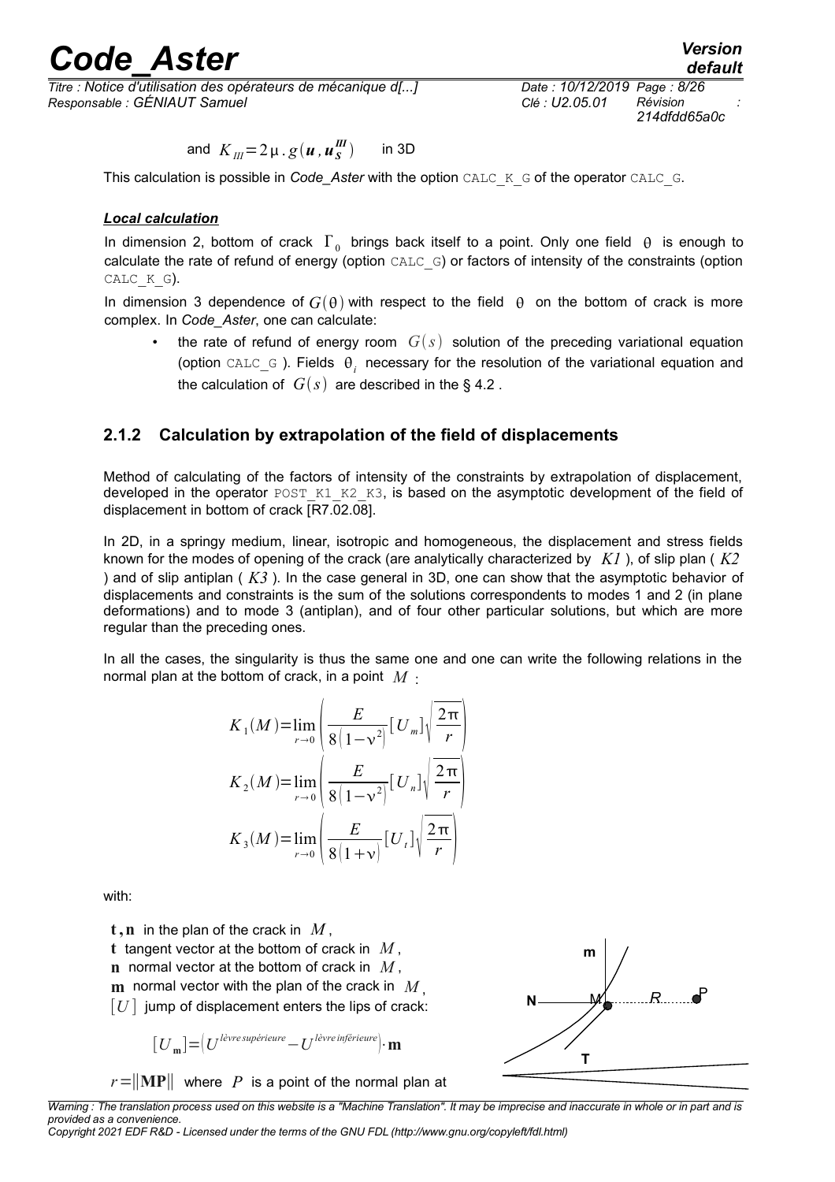and $K_{III}=2\mu . g(\boldsymbol{u}, \boldsymbol{u}_S^{III})$ in 3D

This calculation is possible in *Code_Aster* with the option CALC_K_G of the operator CALC_G.

***Local calculation***

In dimension 2, bottom of crack $\Gamma_0$ brings back itself to a point. Only one field $\theta$ is enough to calculate the rate of refund of energy (option CALC_G) or factors of intensity of the constraints (option CALC_K_G).

In dimension 3 dependence of $G(\theta)$ with respect to the field $\theta$ on the bottom of crack is more complex. In *Code_Aster*, one can calculate:

- the rate of refund of energy room $G(s)$ solution of the preceding variational equation (option CALC_G ). Fields $\theta_i$ necessary for the resolution of the variational equation and the calculation of $G(s)$ are described in the § 4.2 .

### 2.1.2 Calculation by extrapolation of the field of displacements

Method of calculating of the factors of intensity of the constraints by extrapolation of displacement, developed in the operator POST_K1_K2_K3, is based on the asymptotic development of the field of displacement in bottom of crack [R7.02.08].

In 2D, in a springy medium, linear, isotropic and homogeneous, the displacement and stress fields known for the modes of opening of the crack (are analytically characterized by $K1$ ), of slip plan ( $K2$ ) and of slip antiplan ( $K3$ ). In the case general in 3D, one can show that the asymptotic behavior of displacements and constraints is the sum of the solutions correspondents to modes 1 and 2 (in plane deformations) and to mode 3 (antiplan), and of four other particular solutions, but which are more regular than the preceding ones.

In all the cases, the singularity is thus the same one and one can write the following relations in the normal plan at the bottom of crack, in a point $M$ :

$$K_1(M)=\lim_{r\to 0}\left(\frac{E}{8(1-\nu^2)}[U_m]\sqrt{\frac{2\pi}{r}}\right)$$

$$K_2(M)=\lim_{r\to 0}\left(\frac{E}{8(1-\nu^2)}[U_n]\sqrt{\frac{2\pi}{r}}\right)$$

$$K_3(M)=\lim_{r\to 0}\left(\frac{E}{8(1+\nu)}[U_t]\sqrt{\frac{2\pi}{r}}\right)$$

with:

$\mathbf{t}, \mathbf{n}$ in the plan of the crack in $M$,
$\mathbf{t}$ tangent vector at the bottom of crack in $M$,
$\mathbf{n}$ normal vector at the bottom of crack in $M$,
$\mathbf{m}$ normal vector with the plan of the crack in $M$,
$[U]$ jump of displacement enters the lips of crack:

$$[U_{\mathbf{m}}]=\left(U^{lèvre\,supérieure}-U^{lèvre\,inférieure}\right)\cdot\mathbf{m}$$

$r=\|\mathbf{MP}\|$ where $P$ is a point of the normal plan at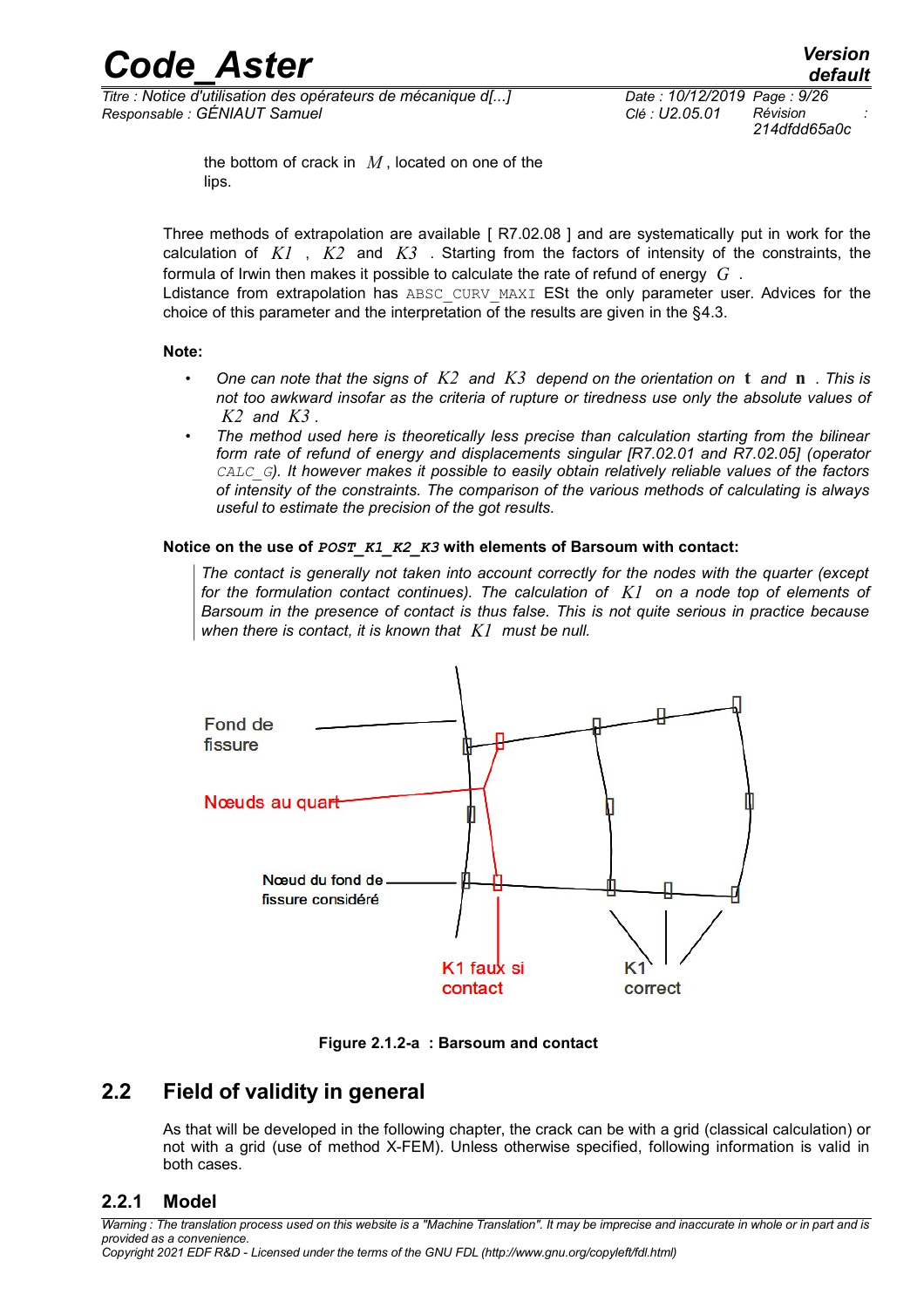the bottom of crack in $M$, located on one of the lips.

Three methods of extrapolation are available [ R7.02.08 ] and are systematically put in work for the calculation of $K1$ , $K2$ and $K3$ . Starting from the factors of intensity of the constraints, the formula of Irwin then makes it possible to calculate the rate of refund of energy $G$ .
Ldistance from extrapolation has ABSC_CURV_MAXI ESt the only parameter user. Advices for the choice of this parameter and the interpretation of the results are given in the §4.3.

**Note:**

- *One can note that the signs of $K2$ and $K3$ depend on the orientation on $\mathbf{t}$ and $\mathbf{n}$ . This is not too awkward insofar as the criteria of rupture or tiredness use only the absolute values of $K2$ and $K3$ .*
- *The method used here is theoretically less precise than calculation starting from the bilinear form rate of refund of energy and displacements singular [R7.02.01 and R7.02.05] (operator CALC_G). It however makes it possible to easily obtain relatively reliable values of the factors of intensity of the constraints. The comparison of the various methods of calculating is always useful to estimate the precision of the got results.*

**Notice on the use of *POST_K1_K2_K3* with elements of Barsoum with contact:**

*The contact is generally not taken into account correctly for the nodes with the quarter (except for the formulation contact continues). The calculation of $K1$ on a node top of elements of Barsoum in the presence of contact is thus false. This is not quite serious in practice because when there is contact, it is known that $K1$ must be null.*

Fond de fissure

Nœuds au quart

Nœud du fond de fissure considéré

K1 faux si contact

K1 correct

**Figure 2.1.2-a : Barsoum and contact**

## 2.2 Field of validity in general

As that will be developed in the following chapter, the crack can be with a grid (classical calculation) or not with a grid (use of method X-FEM). Unless otherwise specified, following information is valid in both cases.

### 2.2.1 Model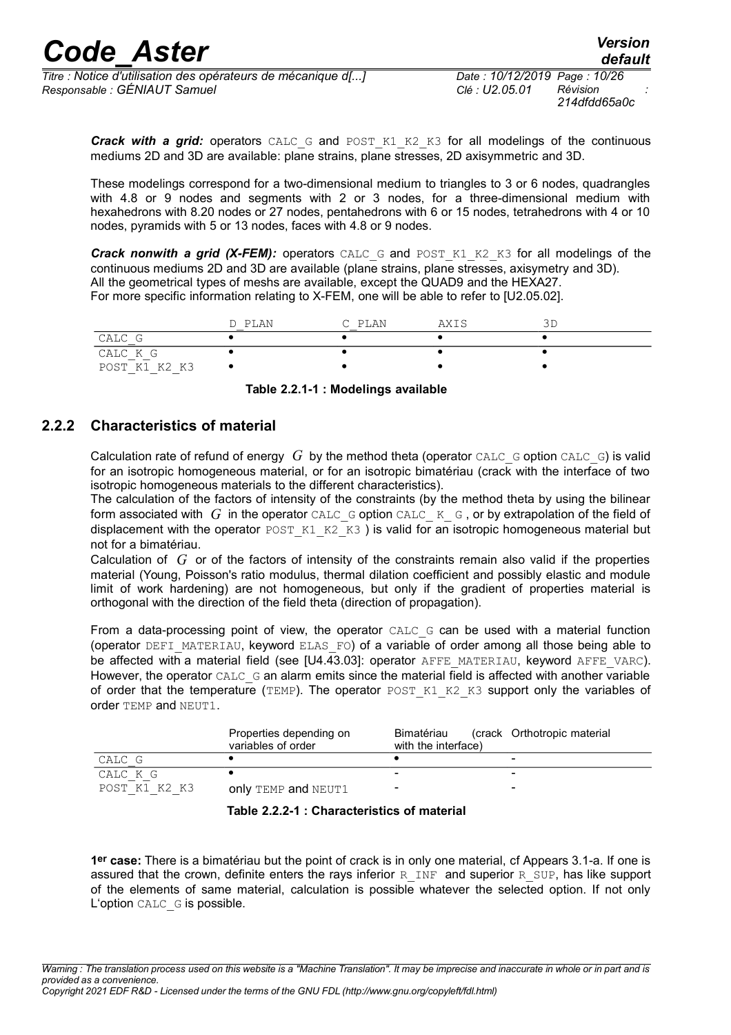**Crack with a grid:** operators CALC_G and POST_K1_K2_K3 for all modelings of the continuous mediums 2D and 3D are available: plane strains, plane stresses, 2D axisymmetric and 3D.

These modelings correspond for a two-dimensional medium to triangles to 3 or 6 nodes, quadrangles with 4.8 or 9 nodes and segments with 2 or 3 nodes, for a three-dimensional medium with hexahedrons with 8.20 nodes or 27 nodes, pentahedrons with 6 or 15 nodes, tetrahedrons with 4 or 10 nodes, pyramids with 5 or 13 nodes, faces with 4.8 or 9 nodes.

**Crack nonwith a grid (X-FEM):** operators CALC_G and POST_K1_K2_K3 for all modelings of the continuous mediums 2D and 3D are available (plane strains, plane stresses, axisymetry and 3D). All the geometrical types of meshs are available, except the QUAD9 and the HEXA27. For more specific information relating to X-FEM, one will be able to refer to [U2.05.02].

| | D_PLAN | C_PLAN | AXIS | 3D |
|---|---|---|---|---|
| CALC_G | • | • | • | • |
| CALC_K_G | • | • | • | • |
| POST_K1_K2_K3 | • | • | • | • |

**Table 2.2.1-1 : Modelings available**

### 2.2.2 Characteristics of material

Calculation rate of refund of energy $G$ by the method theta (operator CALC_G option CALC_G) is valid for an isotropic homogeneous material, or for an isotropic bimatériau (crack with the interface of two isotropic homogeneous materials to the different characteristics).
The calculation of the factors of intensity of the constraints (by the method theta by using the bilinear form associated with $G$ in the operator CALC_G option CALC_K_G, or by extrapolation of the field of displacement with the operator POST_K1_K2_K3 ) is valid for an isotropic homogeneous material but not for a bimatériau.
Calculation of $G$ or of the factors of intensity of the constraints remain also valid if the properties material (Young, Poisson's ratio modulus, thermal dilation coefficient and possibly elastic and module limit of work hardening) are not homogeneous, but only if the gradient of properties material is orthogonal with the direction of the field theta (direction of propagation).

From a data-processing point of view, the operator CALC_G can be used with a material function (operator DEFI_MATERIAU, keyword ELAS_FO) of a variable of order among all those being able to be affected with a material field (see [U4.43.03]: operator AFFE_MATERIAU, keyword AFFE_VARC). However, the operator CALC_G an alarm emits since the material field is affected with another variable of order that the temperature (TEMP). The operator POST_K1_K2_K3 support only the variables of order TEMP and NEUT1.

| | Properties depending on variables of order | Bimatériau (crack with the interface) | Orthotropic material |
|---|---|---|---|
| CALC_G | • | • | - |
| CALC_K_G | • | - | - |
| POST_K1_K2_K3 | only TEMP and NEUT1 | - | - |

**Table 2.2.2-1 : Characteristics of material**

**1er case:** There is a bimatériau but the point of crack is in only one material, cf Appears 3.1-a. If one is assured that the crown, definite enters the rays inferior R_INF and superior R_SUP, has like support of the elements of same material, calculation is possible whatever the selected option. If not only L'option CALC_G is possible.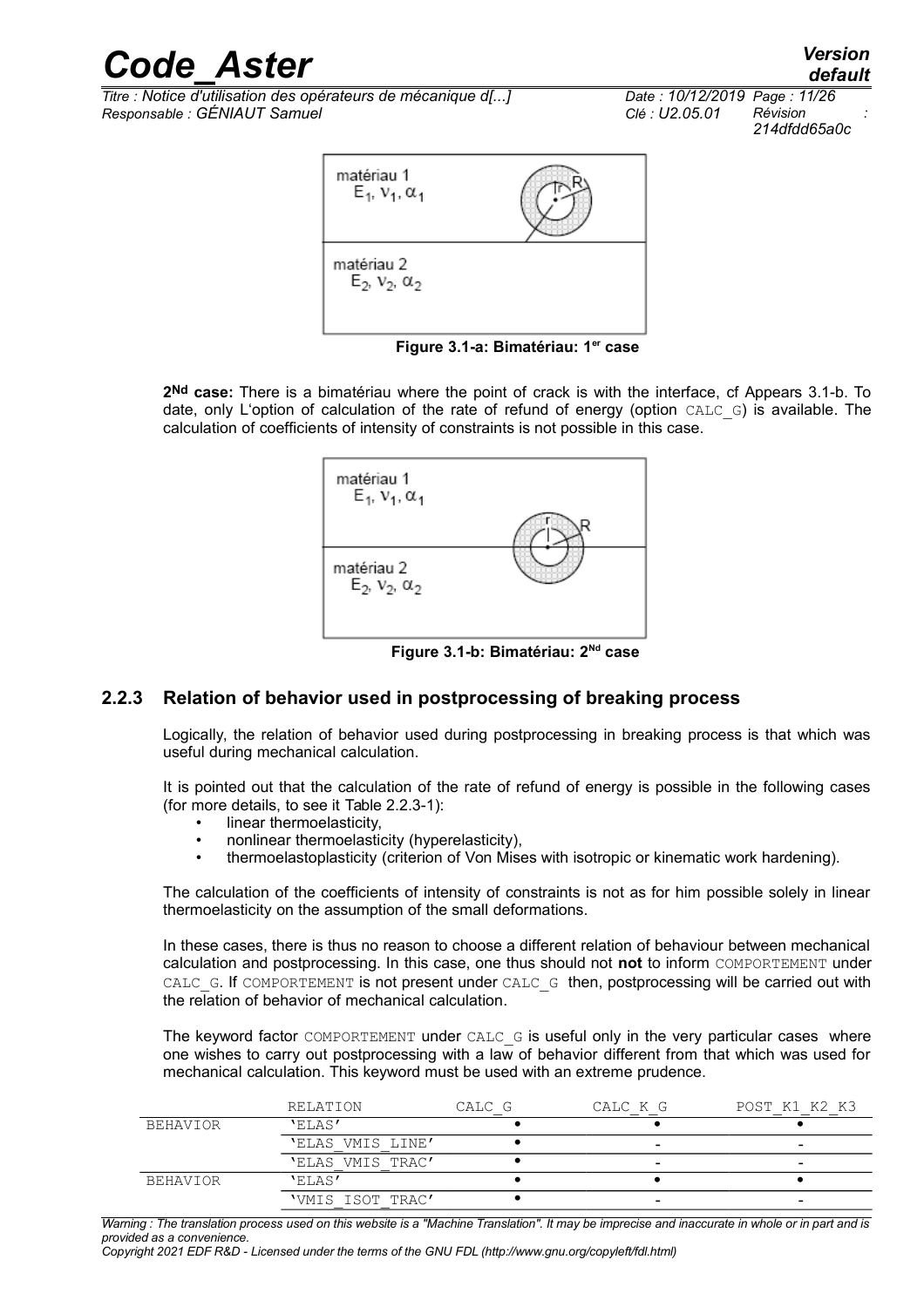Figure 3.1-a: Bimatériau: 1[er] case

**2[Nd] case:** There is a bimatériau where the point of crack is with the interface, cf Appears 3.1-b. To date, only L'option of calculation of the rate of refund of energy (option CALC_G) is available. The calculation of coefficients of intensity of constraints is not possible in this case.

Figure 3.1-b: Bimatériau: 2[Nd] case

### 2.2.3 Relation of behavior used in postprocessing of breaking process

Logically, the relation of behavior used during postprocessing in breaking process is that which was useful during mechanical calculation.

It is pointed out that the calculation of the rate of refund of energy is possible in the following cases (for more details, to see it Table 2.2.3-1):

- linear thermoelasticity,
- nonlinear thermoelasticity (hyperelasticity),
- thermoelastoplasticity (criterion of Von Mises with isotropic or kinematic work hardening).

The calculation of the coefficients of intensity of constraints is not as for him possible solely in linear thermoelasticity on the assumption of the small deformations.

In these cases, there is thus no reason to choose a different relation of behaviour between mechanical calculation and postprocessing. In this case, one thus should not **not** to inform COMPORTEMENT under CALC_G. If COMPORTEMENT is not present under CALC_G then, postprocessing will be carried out with the relation of behavior of mechanical calculation.

The keyword factor COMPORTEMENT under CALC_G is useful only in the very particular cases where one wishes to carry out postprocessing with a law of behavior different from that which was used for mechanical calculation. This keyword must be used with an extreme prudence.

| | RELATION | CALC_G | CALC_K_G | POST_K1_K2_K3 |
|---|---|---|---|---|
| BEHAVIOR | 'ELAS' | • | • | • |
| | 'ELAS_VMIS_LINE' | • | - | - |
| | 'ELAS_VMIS_TRAC' | • | - | - |
| BEHAVIOR | 'ELAS' | • | • | • |
| | 'VMIS_ISOT_TRAC' | • | - | - |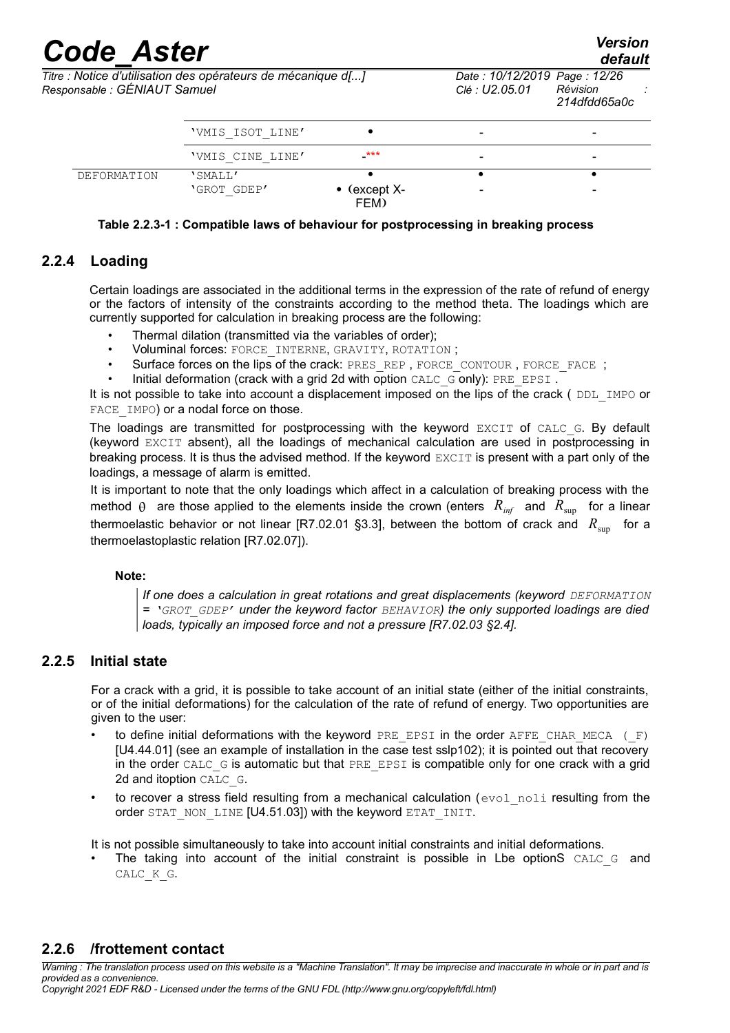| | 'VMIS_ISOT_LINE' | • | - | - |
|---|---|---|---|---|
| | 'VMIS_CINE_LINE' | -*** | - | - |
| DEFORMATION | 'SMALL'<br>'GROT_GDEP' | •<br>• (except X-FEM) | •<br>- | •<br>- |

**Table 2.2.3-1 : Compatible laws of behaviour for postprocessing in breaking process**

### 2.2.4 Loading

Certain loadings are associated in the additional terms in the expression of the rate of refund of energy or the factors of intensity of the constraints according to the method theta. The loadings which are currently supported for calculation in breaking process are the following:

- Thermal dilation (transmitted via the variables of order);
- Voluminal forces: FORCE_INTERNE, GRAVITY, ROTATION ;
- Surface forces on the lips of the crack: PRES_REP , FORCE_CONTOUR , FORCE_FACE ;
- Initial deformation (crack with a grid 2d with option CALC_G only): PRE_EPSI .

It is not possible to take into account a displacement imposed on the lips of the crack ( DDL_IMPO or FACE_IMPO) or a nodal force on those.

The loadings are transmitted for postprocessing with the keyword EXCIT of CALC_G. By default (keyword EXCIT absent), all the loadings of mechanical calculation are used in postprocessing in breaking process. It is thus the advised method. If the keyword EXCIT is present with a part only of the loadings, a message of alarm is emitted.

It is important to note that the only loadings which affect in a calculation of breaking process with the method $\theta$ are those applied to the elements inside the crown (enters $R_{inf}$ and $R_{\sup}$ for a linear thermoelastic behavior or not linear [R7.02.01 §3.3], between the bottom of crack and $R_{\sup}$ for a thermoelastoplastic relation [R7.02.07]).

**Note:**

> *If one does a calculation in great rotations and great displacements (keyword DEFORMATION = 'GROT_GDEP' under the keyword factor BEHAVIOR) the only supported loadings are died loads, typically an imposed force and not a pressure [R7.02.03 §2.4].*

### 2.2.5 Initial state

For a crack with a grid, it is possible to take account of an initial state (either of the initial constraints, or of the initial deformations) for the calculation of the rate of refund of energy. Two opportunities are given to the user:

- to define initial deformations with the keyword PRE_EPSI in the order AFFE_CHAR_MECA (_F) [U4.44.01] (see an example of installation in the case test sslp102); it is pointed out that recovery in the order CALC_G is automatic but that PRE_EPSI is compatible only for one crack with a grid 2d and itoption CALC_G.
- to recover a stress field resulting from a mechanical calculation (evol_noli resulting from the order STAT_NON_LINE [U4.51.03]) with the keyword ETAT_INIT.

It is not possible simultaneously to take into account initial constraints and initial deformations.

- The taking into account of the initial constraint is possible in Lbe optionS CALC_G and CALC_K_G.

### 2.2.6 /frottement contact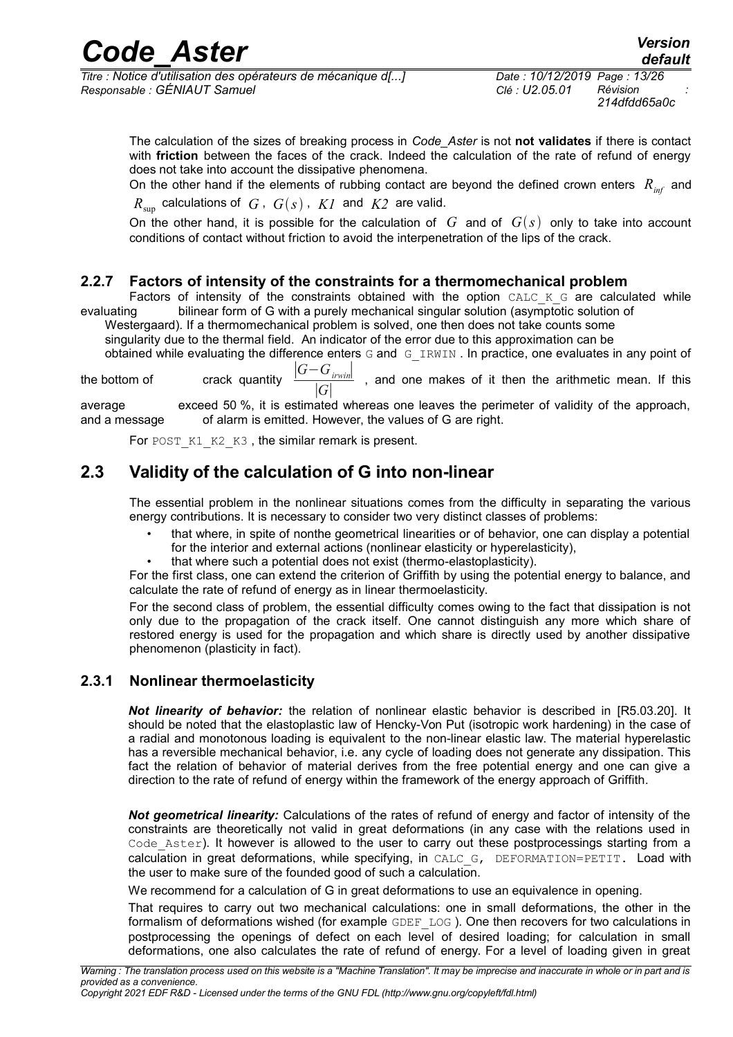The calculation of the sizes of breaking process in *Code_Aster* is not **not validates** if there is contact with **friction** between the faces of the crack. Indeed the calculation of the rate of refund of energy does not take into account the dissipative phenomena.

On the other hand if the elements of rubbing contact are beyond the defined crown enters $R_{inf}$ and $R_{sup}$ calculations of $G$, $G(s)$, $K1$ and $K2$ are valid.

On the other hand, it is possible for the calculation of $G$ and of $G(s)$ only to take into account conditions of contact without friction to avoid the interpenetration of the lips of the crack.

### 2.2.7 Factors of intensity of the constraints for a thermomechanical problem

Factors of intensity of the constraints obtained with the option CALC_K_G are calculated while evaluating bilinear form of G with a purely mechanical singular solution (asymptotic solution of Westergaard). If a thermomechanical problem is solved, one then does not take counts some singularity due to the thermal field. An indicator of the error due to this approximation can be obtained while evaluating the difference enters G and G_IRWIN. In practice, one evaluates in any point of the bottom of crack quantity $\frac{|G-G_{irwin}|}{|G|}$, and one makes of it then the arithmetic mean. If this average exceed 50 %, it is estimated whereas one leaves the perimeter of validity of the approach, and a message of alarm is emitted. However, the values of G are right.

For POST_K1_K2_K3, the similar remark is present.

## 2.3 Validity of the calculation of G into non-linear

The essential problem in the nonlinear situations comes from the difficulty in separating the various energy contributions. It is necessary to consider two very distinct classes of problems:

- that where, in spite of nonthe geometrical linearities or of behavior, one can display a potential for the interior and external actions (nonlinear elasticity or hyperelasticity),
- that where such a potential does not exist (thermo-elastoplasticity).

For the first class, one can extend the criterion of Griffith by using the potential energy to balance, and calculate the rate of refund of energy as in linear thermoelasticity.

For the second class of problem, the essential difficulty comes owing to the fact that dissipation is not only due to the propagation of the crack itself. One cannot distinguish any more which share of restored energy is used for the propagation and which share is directly used by another dissipative phenomenon (plasticity in fact).

### 2.3.1 Nonlinear thermoelasticity

***Not linearity of behavior:*** the relation of nonlinear elastic behavior is described in [R5.03.20]. It should be noted that the elastoplastic law of Hencky-Von Put (isotropic work hardening) in the case of a radial and monotonous loading is equivalent to the non-linear elastic law. The material hyperelastic has a reversible mechanical behavior, i.e. any cycle of loading does not generate any dissipation. This fact the relation of behavior of material derives from the free potential energy and one can give a direction to the rate of refund of energy within the framework of the energy approach of Griffith.

***Not geometrical linearity:*** Calculations of the rates of refund of energy and factor of intensity of the constraints are theoretically not valid in great deformations (in any case with the relations used in Code_Aster). It however is allowed to the user to carry out these postprocessings starting from a calculation in great deformations, while specifying, in CALC_G, DEFORMATION=PETIT. Load with the user to make sure of the founded good of such a calculation.

We recommend for a calculation of G in great deformations to use an equivalence in opening.

That requires to carry out two mechanical calculations: one in small deformations, the other in the formalism of deformations wished (for example GDEF_LOG). One then recovers for two calculations in postprocessing the openings of defect on each level of desired loading; for calculation in small deformations, one also calculates the rate of refund of energy. For a level of loading given in great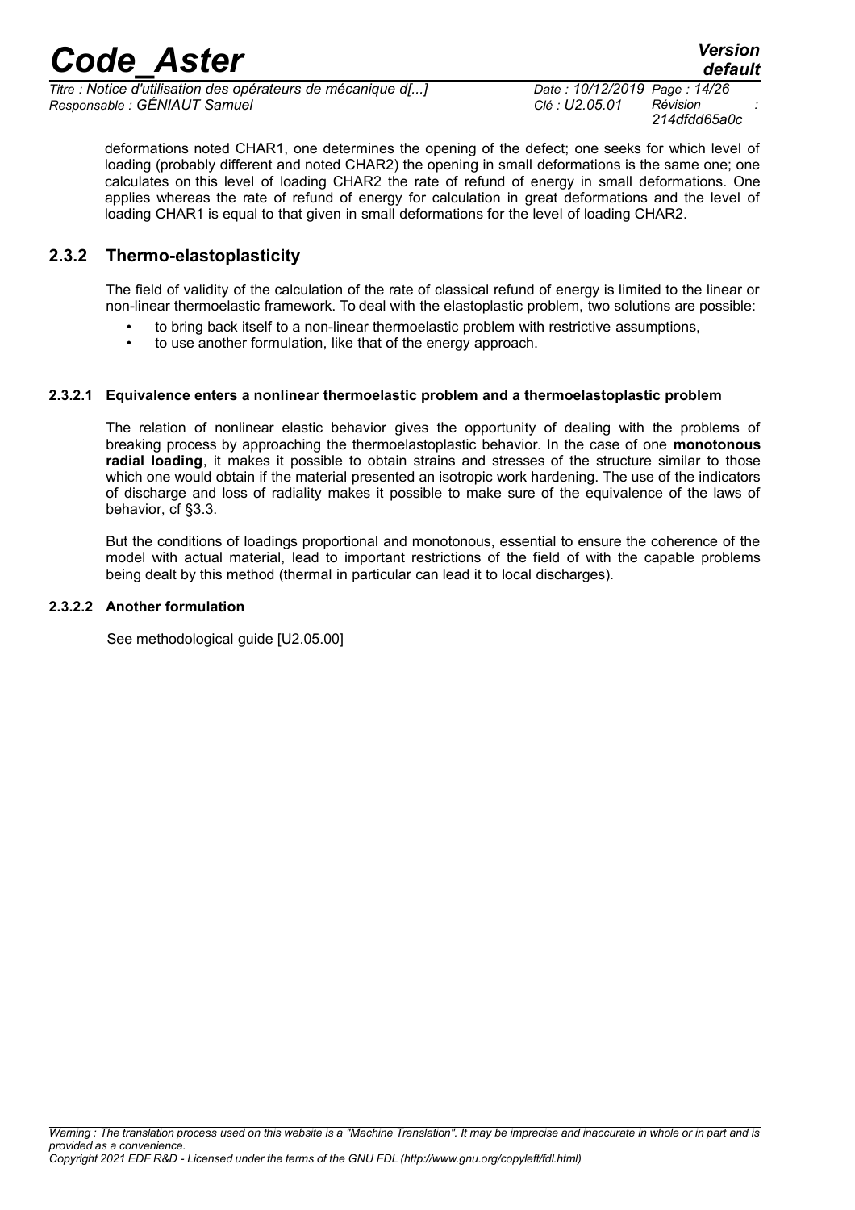deformations noted CHAR1, one determines the opening of the defect; one seeks for which level of loading (probably different and noted CHAR2) the opening in small deformations is the same one; one calculates on this level of loading CHAR2 the rate of refund of energy in small deformations. One applies whereas the rate of refund of energy for calculation in great deformations and the level of loading CHAR1 is equal to that given in small deformations for the level of loading CHAR2.

### 2.3.2 Thermo-elastoplasticity

The field of validity of the calculation of the rate of classical refund of energy is limited to the linear or non-linear thermoelastic framework. To deal with the elastoplastic problem, two solutions are possible:

- to bring back itself to a non-linear thermoelastic problem with restrictive assumptions,
- to use another formulation, like that of the energy approach.

#### 2.3.2.1 Equivalence enters a nonlinear thermoelastic problem and a thermoelastoplastic problem

The relation of nonlinear elastic behavior gives the opportunity of dealing with the problems of breaking process by approaching the thermoelastoplastic behavior. In the case of one **monotonous radial loading**, it makes it possible to obtain strains and stresses of the structure similar to those which one would obtain if the material presented an isotropic work hardening. The use of the indicators of discharge and loss of radiality makes it possible to make sure of the equivalence of the laws of behavior, cf §3.3.

But the conditions of loadings proportional and monotonous, essential to ensure the coherence of the model with actual material, lead to important restrictions of the field of with the capable problems being dealt by this method (thermal in particular can lead it to local discharges).

#### 2.3.2.2 Another formulation

See methodological guide [U2.05.00]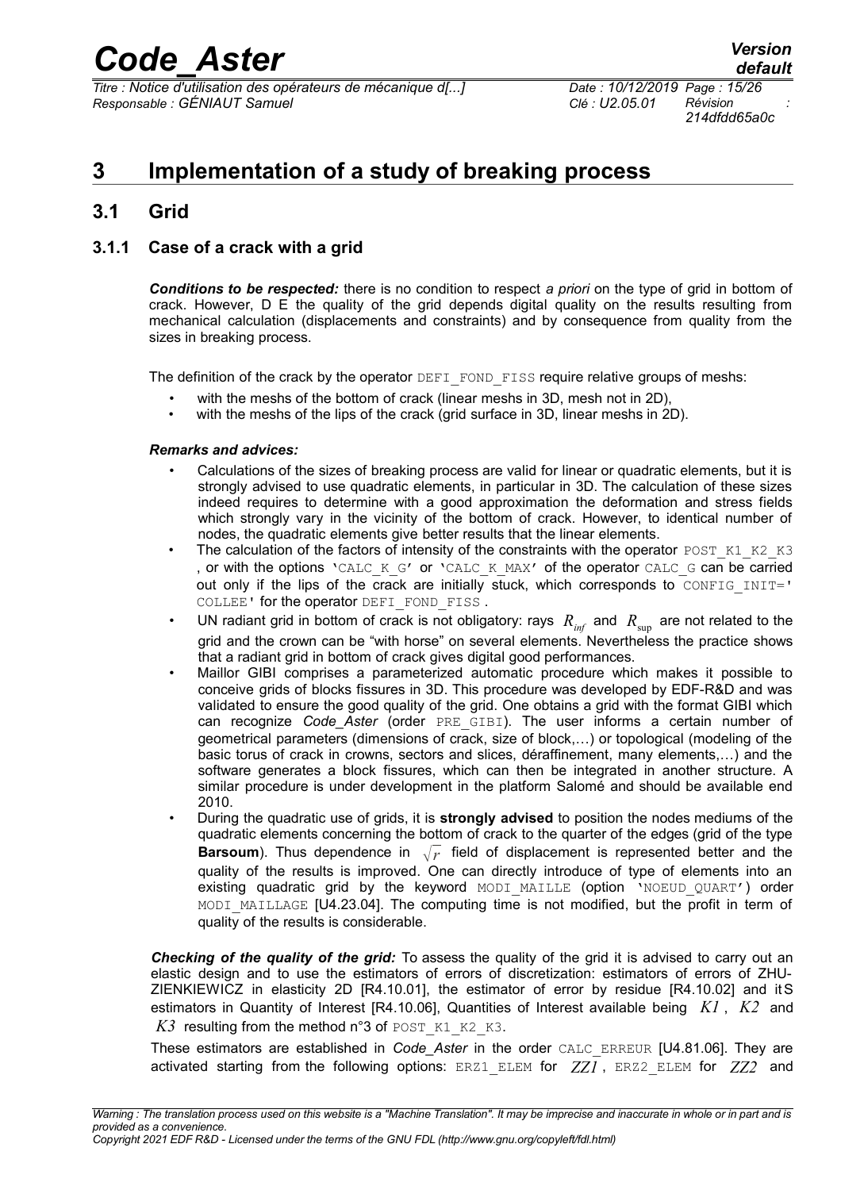# 3 Implementation of a study of breaking process

## 3.1 Grid

### 3.1.1 Case of a crack with a grid

***Conditions to be respected:*** there is no condition to respect *a priori* on the type of grid in bottom of crack. However, D E the quality of the grid depends digital quality on the results resulting from mechanical calculation (displacements and constraints) and by consequence from quality from the sizes in breaking process.

The definition of the crack by the operator `DEFI_FOND_FISS` require relative groups of meshs:

- with the meshs of the bottom of crack (linear meshs in 3D, mesh not in 2D),
- with the meshs of the lips of the crack (grid surface in 3D, linear meshs in 2D).

***Remarks and advices:***

- Calculations of the sizes of breaking process are valid for linear or quadratic elements, but it is strongly advised to use quadratic elements, in particular in 3D. The calculation of these sizes indeed requires to determine with a good approximation the deformation and stress fields which strongly vary in the vicinity of the bottom of crack. However, to identical number of nodes, the quadratic elements give better results that the linear elements.
- The calculation of the factors of intensity of the constraints with the operator `POST_K1_K2_K3` , or with the options `'CALC_K_G'` or `'CALC_K_MAX'` of the operator `CALC_G` can be carried out only if the lips of the crack are initially stuck, which corresponds to `CONFIG_INIT=' COLLEE'` for the operator `DEFI_FOND_FISS` .
- UN radiant grid in bottom of crack is not obligatory: rays $R_{inf}$ and $R_{\sup}$ are not related to the grid and the crown can be "with horse" on several elements. Nevertheless the practice shows that a radiant grid in bottom of crack gives digital good performances.
- Maillor GIBI comprises a parameterized automatic procedure which makes it possible to conceive grids of blocks fissures in 3D. This procedure was developed by EDF-R&D and was validated to ensure the good quality of the grid. One obtains a grid with the format GIBI which can recognize *Code_Aster* (order `PRE_GIBI`). The user informs a certain number of geometrical parameters (dimensions of crack, size of block,…) or topological (modeling of the basic torus of crack in crowns, sectors and slices, déraffinement, many elements,…) and the software generates a block fissures, which can then be integrated in another structure. A similar procedure is under development in the platform Salomé and should be available end 2010.
- During the quadratic use of grids, it is **strongly advised** to position the nodes mediums of the quadratic elements concerning the bottom of crack to the quarter of the edges (grid of the type **Barsoum**). Thus dependence in $\sqrt{r}$ field of displacement is represented better and the quality of the results is improved. One can directly introduce of type of elements into an existing quadratic grid by the keyword `MODI_MAILLE` (option `'NOEUD_QUART'`) order `MODI_MAILLAGE` [U4.23.04]. The computing time is not modified, but the profit in term of quality of the results is considerable.

***Checking of the quality of the grid:*** To assess the quality of the grid it is advised to carry out an elastic design and to use the estimators of errors of discretization: estimators of errors of ZHU-ZIENKIEWICZ in elasticity 2D [R4.10.01], the estimator of error by residue [R4.10.02] and itS estimators in Quantity of Interest [R4.10.06], Quantities of Interest available being $K1$ , $K2$ and $K3$ resulting from the method n°3 of `POST_K1_K2_K3`.

These estimators are established in *Code_Aster* in the order `CALC_ERREUR` [U4.81.06]. They are activated starting from the following options: `ERZ1_ELEM` for $ZZ1$ , `ERZ2_ELEM` for $ZZ2$ and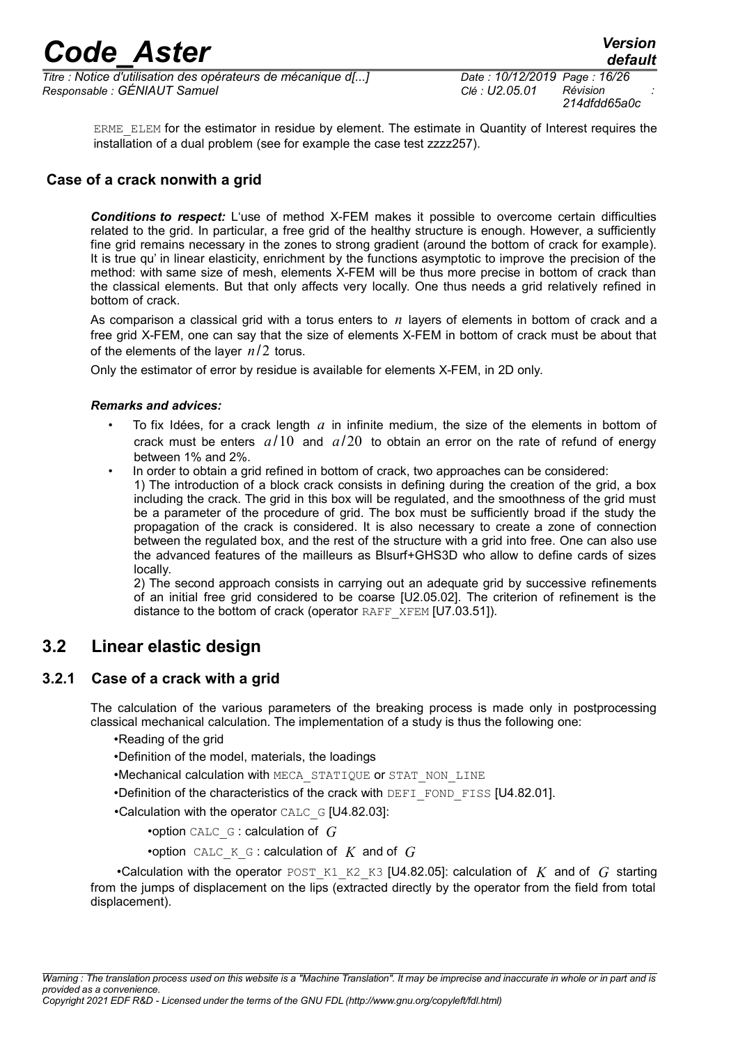ERME_ELEM for the estimator in residue by element. The estimate in Quantity of Interest requires the installation of a dual problem (see for example the case test zzzz257).

### Case of a crack nonwith a grid

***Conditions to respect:*** L'use of method X-FEM makes it possible to overcome certain difficulties related to the grid. In particular, a free grid of the healthy structure is enough. However, a sufficiently fine grid remains necessary in the zones to strong gradient (around the bottom of crack for example). It is true qu' in linear elasticity, enrichment by the functions asymptotic to improve the precision of the method: with same size of mesh, elements X-FEM will be thus more precise in bottom of crack than the classical elements. But that only affects very locally. One thus needs a grid relatively refined in bottom of crack.

As comparison a classical grid with a torus enters to $n$ layers of elements in bottom of crack and a free grid X-FEM, one can say that the size of elements X-FEM in bottom of crack must be about that of the elements of the layer $n/2$ torus.

Only the estimator of error by residue is available for elements X-FEM, in 2D only.

***Remarks and advices:***

- To fix Idées, for a crack length $a$ in infinite medium, the size of the elements in bottom of crack must be enters $a/10$ and $a/20$ to obtain an error on the rate of refund of energy between 1% and 2%.
- In order to obtain a grid refined in bottom of crack, two approaches can be considered:
  1) The introduction of a block crack consists in defining during the creation of the grid, a box including the crack. The grid in this box will be regulated, and the smoothness of the grid must be a parameter of the procedure of grid. The box must be sufficiently broad if the study the propagation of the crack is considered. It is also necessary to create a zone of connection between the regulated box, and the rest of the structure with a grid into free. One can also use the advanced features of the mailleurs as Blsurf+GHS3D who allow to define cards of sizes locally.
  2) The second approach consists in carrying out an adequate grid by successive refinements of an initial free grid considered to be coarse [U2.05.02]. The criterion of refinement is the distance to the bottom of crack (operator RAFF_XFEM [U7.03.51]).

## 3.2 Linear elastic design

### 3.2.1 Case of a crack with a grid

The calculation of the various parameters of the breaking process is made only in postprocessing classical mechanical calculation. The implementation of a study is thus the following one:

- Reading of the grid
- Definition of the model, materials, the loadings
- Mechanical calculation with MECA_STATIQUE or STAT_NON_LINE
- Definition of the characteristics of the crack with DEFI_FOND_FISS [U4.82.01].
- Calculation with the operator CALC_G [U4.82.03]:
  - option CALC_G : calculation of $G$
  - option CALC_K_G : calculation of $K$ and of $G$
- Calculation with the operator POST_K1_K2_K3 [U4.82.05]: calculation of $K$ and of $G$ starting from the jumps of displacement on the lips (extracted directly by the operator from the field from total displacement).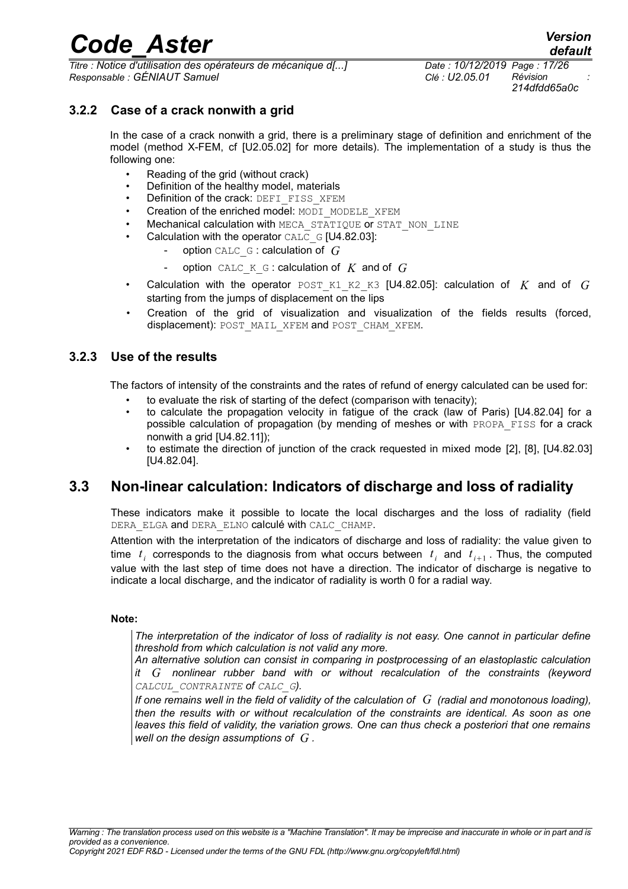### 3.2.2 Case of a crack nonwith a grid

In the case of a crack nonwith a grid, there is a preliminary stage of definition and enrichment of the model (method X-FEM, cf [U2.05.02] for more details). The implementation of a study is thus the following one:

- Reading of the grid (without crack)
- Definition of the healthy model, materials
- Definition of the crack: DEFI_FISS_XFEM
- Creation of the enriched model: MODI_MODELE_XFEM
- Mechanical calculation with MECA_STATIQUE or STAT_NON_LINE
- Calculation with the operator CALC_G [U4.82.03]:
  - option CALC_G : calculation of $G$
  - option CALC_K_G : calculation of $K$ and of $G$
- Calculation with the operator POST_K1_K2_K3 [U4.82.05]: calculation of $K$ and of $G$ starting from the jumps of displacement on the lips
- Creation of the grid of visualization and visualization of the fields results (forced, displacement): POST_MAIL_XFEM and POST_CHAM_XFEM.

### 3.2.3 Use of the results

The factors of intensity of the constraints and the rates of refund of energy calculated can be used for:

- to evaluate the risk of starting of the defect (comparison with tenacity);
- to calculate the propagation velocity in fatigue of the crack (law of Paris) [U4.82.04] for a possible calculation of propagation (by mending of meshes or with PROPA_FISS for a crack nonwith a grid [U4.82.11]);
- to estimate the direction of junction of the crack requested in mixed mode [2], [8], [U4.82.03] [U4.82.04].

## 3.3 Non-linear calculation: Indicators of discharge and loss of radiality

These indicators make it possible to locate the local discharges and the loss of radiality (field DERA_ELGA and DERA_ELNO calculé with CALC_CHAMP.

Attention with the interpretation of the indicators of discharge and loss of radiality: the value given to time $t_i$ corresponds to the diagnosis from what occurs between $t_i$ and $t_{i+1}$. Thus, the computed value with the last step of time does not have a direction. The indicator of discharge is negative to indicate a local discharge, and the indicator of radiality is worth 0 for a radial way.

**Note:**

*The interpretation of the indicator of loss of radiality is not easy. One cannot in particular define threshold from which calculation is not valid any more.*

*An alternative solution can consist in comparing in postprocessing of an elastoplastic calculation it $G$ nonlinear rubber band with or without recalculation of the constraints (keyword CALCUL_CONTRAINTE of CALC_G).*

*If one remains well in the field of validity of the calculation of $G$ (radial and monotonous loading), then the results with or without recalculation of the constraints are identical. As soon as one leaves this field of validity, the variation grows. One can thus check a posteriori that one remains well on the design assumptions of $G$.*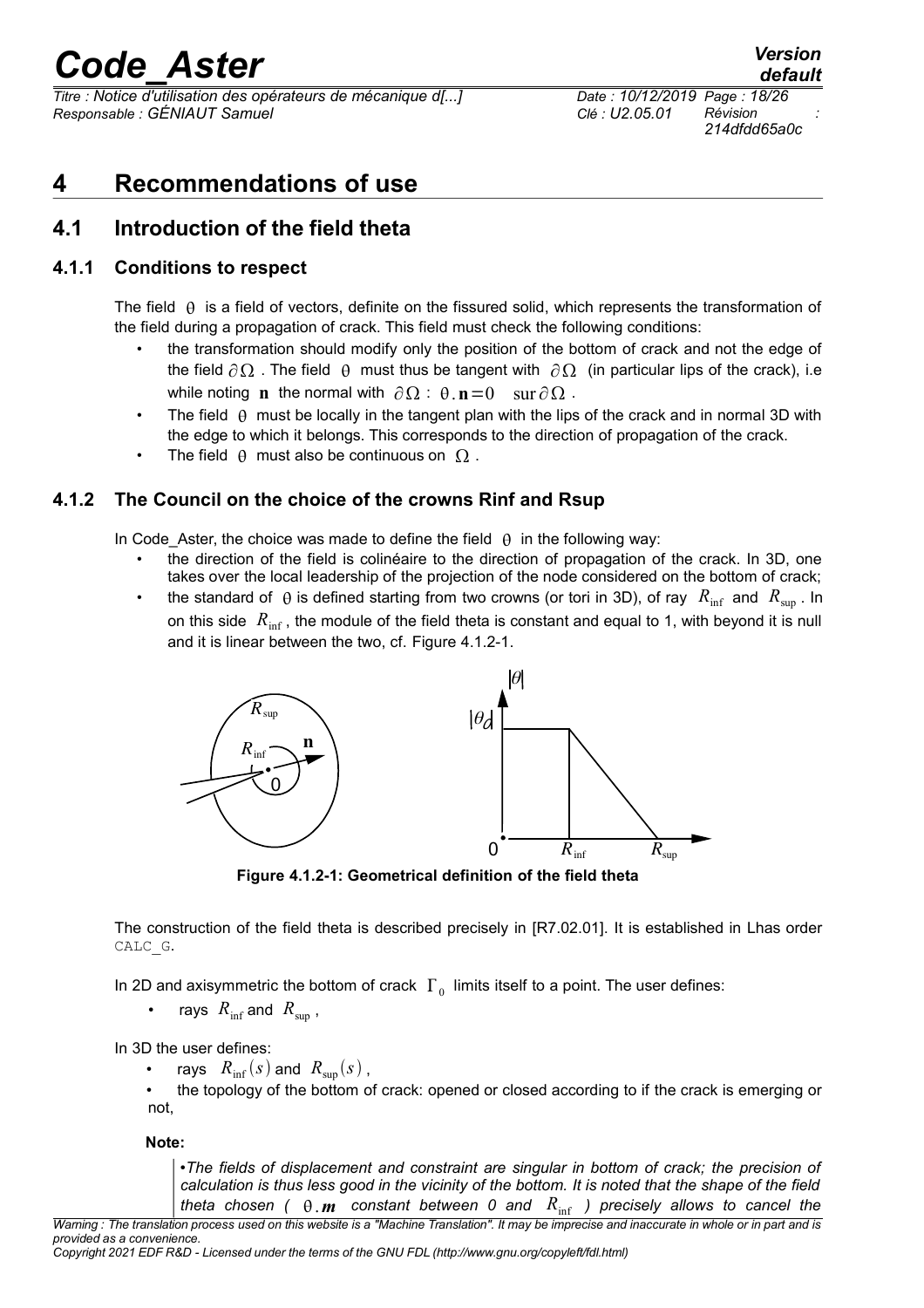# 4 Recommendations of use

## 4.1 Introduction of the field theta

### 4.1.1 Conditions to respect

The field $\theta$ is a field of vectors, definite on the fissured solid, which represents the transformation of the field during a propagation of crack. This field must check the following conditions:

- the transformation should modify only the position of the bottom of crack and not the edge of the field $\partial\Omega$. The field $\theta$ must thus be tangent with $\partial\Omega$ (in particular lips of the crack), i.e while noting $\mathbf{n}$ the normal with $\partial\Omega$ : $\theta.\mathbf{n}=0 \quad \text{sur}\, \partial\Omega$.
- The field $\theta$ must be locally in the tangent plan with the lips of the crack and in normal 3D with the edge to which it belongs. This corresponds to the direction of propagation of the crack.
- The field $\theta$ must also be continuous on $\Omega$.

### 4.1.2 The Council on the choice of the crowns Rinf and Rsup

In Code_Aster, the choice was made to define the field $\theta$ in the following way:

- the direction of the field is colinéaire to the direction of propagation of the crack. In 3D, one takes over the local leadership of the projection of the node considered on the bottom of crack;
- the standard of $\theta$ is defined starting from two crowns (or tori in 3D), of ray $R_{\text{inf}}$ and $R_{\text{sup}}$. In on this side $R_{\text{inf}}$, the module of the field theta is constant and equal to 1, with beyond it is null and it is linear between the two, cf. Figure 4.1.2-1.

**Figure 4.1.2-1: Geometrical definition of the field theta**

The construction of the field theta is described precisely in [R7.02.01]. It is established in Lhas order CALC_G.

In 2D and axisymmetric the bottom of crack $\Gamma_0$ limits itself to a point. The user defines:

- rays $R_{\text{inf}}$ and $R_{\text{sup}}$,

In 3D the user defines:

- rays $R_{\text{inf}}(s)$ and $R_{\text{sup}}(s)$,
- the topology of the bottom of crack: opened or closed according to if the crack is emerging or not,

**Note:**

> *•The fields of displacement and constraint are singular in bottom of crack; the precision of calculation is thus less good in the vicinity of the bottom. It is noted that the shape of the field theta chosen ( $\theta.\boldsymbol{m}$ constant between 0 and $R_{\text{inf}}$ ) precisely allows to cancel the*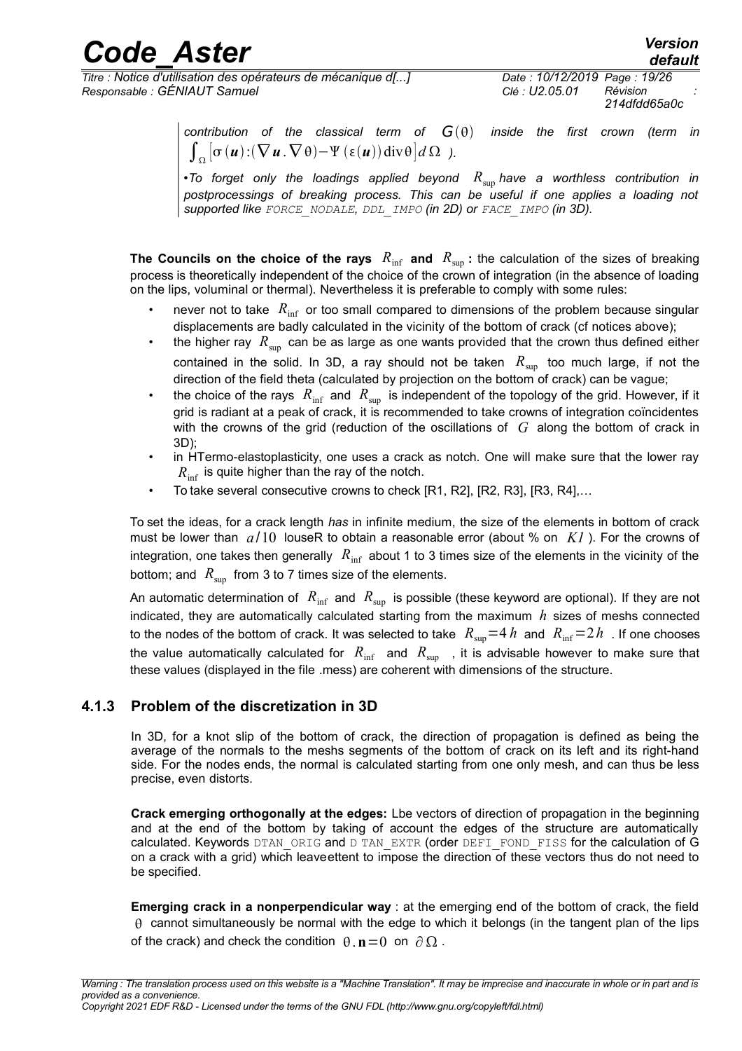*contribution of the classical term of $G(\theta)$ inside the first crown (term in $\int_{\Omega}\left[\sigma(\boldsymbol{u}):(\nabla\boldsymbol{u}.\nabla\theta)-\Psi(\varepsilon(\boldsymbol{u}))\operatorname{div}\theta\right]d\Omega$ ).*

*•To forget only the loadings applied beyond $R_{\sup}$ have a worthless contribution in postprocessings of breaking process. This can be useful if one applies a loading not supported like FORCE_NODALE, DDL_IMPO (in 2D) or FACE_IMPO (in 3D).*

**The Councils on the choice of the rays $R_{\inf}$ and $R_{\sup}$ :** the calculation of the sizes of breaking process is theoretically independent of the choice of the crown of integration (in the absence of loading on the lips, voluminal or thermal). Nevertheless it is preferable to comply with some rules:

- never not to take $R_{\inf}$ or too small compared to dimensions of the problem because singular displacements are badly calculated in the vicinity of the bottom of crack (cf notices above);
- the higher ray $R_{\sup}$ can be as large as one wants provided that the crown thus defined either contained in the solid. In 3D, a ray should not be taken $R_{\sup}$ too much large, if not the direction of the field theta (calculated by projection on the bottom of crack) can be vague;
- the choice of the rays $R_{\inf}$ and $R_{\sup}$ is independent of the topology of the grid. However, if it grid is radiant at a peak of crack, it is recommended to take crowns of integration coïncidentes with the crowns of the grid (reduction of the oscillations of $G$ along the bottom of crack in 3D);
- in HTermo-elastoplasticity, one uses a crack as notch. One will make sure that the lower ray $R_{\inf}$ is quite higher than the ray of the notch.
- To take several consecutive crowns to check [R1, R2], [R2, R3], [R3, R4],…

To set the ideas, for a crack length *has* in infinite medium, the size of the elements in bottom of crack must be lower than $a/10$ louseR to obtain a reasonable error (about % on $K1$ ). For the crowns of integration, one takes then generally $R_{\inf}$ about 1 to 3 times size of the elements in the vicinity of the bottom; and $R_{\sup}$ from 3 to 7 times size of the elements.

An automatic determination of $R_{\inf}$ and $R_{\sup}$ is possible (these keyword are optional). If they are not indicated, they are automatically calculated starting from the maximum $h$ sizes of meshs connected to the nodes of the bottom of crack. It was selected to take $R_{\sup}=4h$ and $R_{\inf}=2h$ . If one chooses the value automatically calculated for $R_{\inf}$ and $R_{\sup}$ , it is advisable however to make sure that these values (displayed in the file .mess) are coherent with dimensions of the structure.

### 4.1.3 Problem of the discretization in 3D

In 3D, for a knot slip of the bottom of crack, the direction of propagation is defined as being the average of the normals to the meshs segments of the bottom of crack on its left and its right-hand side. For the nodes ends, the normal is calculated starting from one only mesh, and can thus be less precise, even distorts.

**Crack emerging orthogonally at the edges:** Lbe vectors of direction of propagation in the beginning and at the end of the bottom by taking of account the edges of the structure are automatically calculated. Keywords DTAN_ORIG and D TAN_EXTR (order DEFI_FOND_FISS for the calculation of G on a crack with a grid) which leaveettent to impose the direction of these vectors thus do not need to be specified.

**Emerging crack in a nonperpendicular way** : at the emerging end of the bottom of crack, the field $\theta$ cannot simultaneously be normal with the edge to which it belongs (in the tangent plan of the lips of the crack) and check the condition $\theta.\mathbf{n}=0$ on $\partial\Omega$ .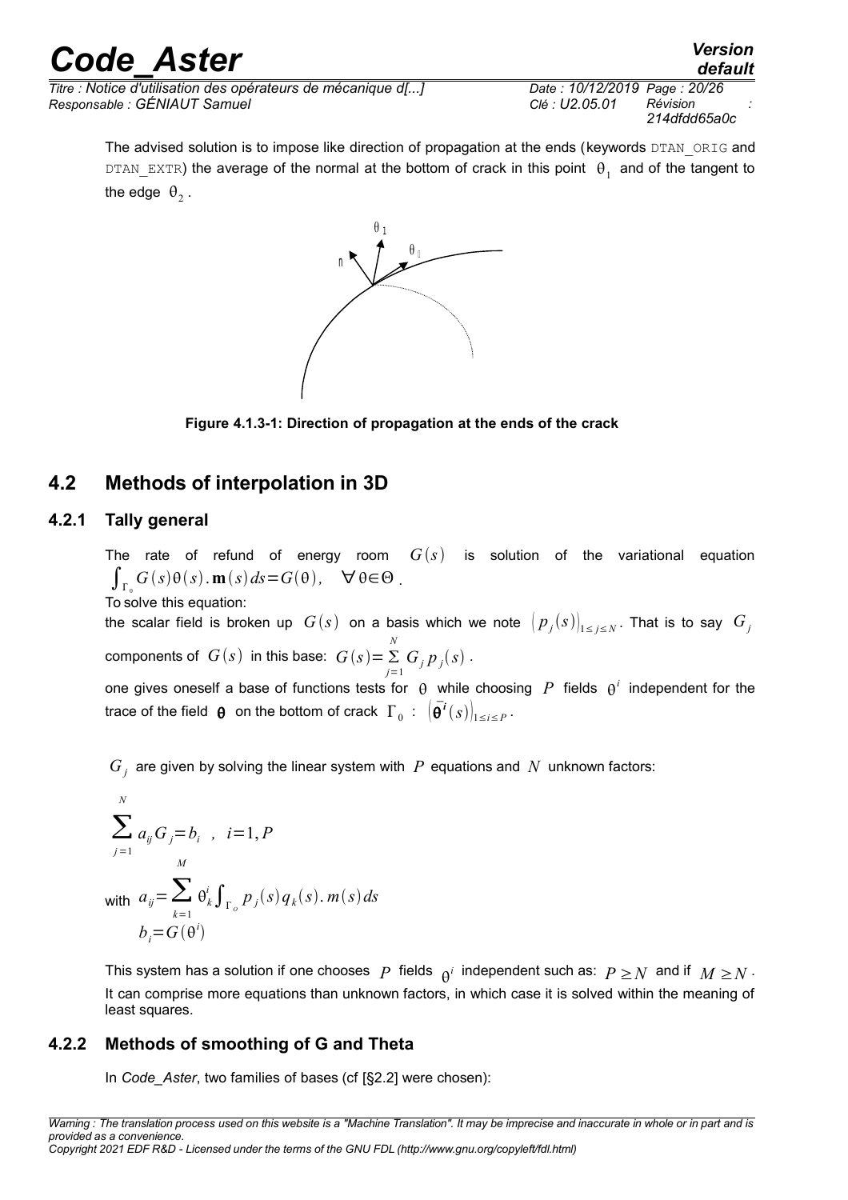The advised solution is to impose like direction of propagation at the ends (keywords DTAN_ORIG and DTAN_EXTR) the average of the normal at the bottom of crack in this point $\theta_1$ and of the tangent to the edge $\theta_2$.

Figure 4.1.3-1: Direction of propagation at the ends of the crack

## 4.2 Methods of interpolation in 3D

### 4.2.1 Tally general

The rate of refund of energy room $G(s)$ is solution of the variational equation $\int_{\Gamma_0} G(s)\theta(s).\mathbf{m}(s)\,ds = G(\theta), \quad \forall \theta \in \Theta$.

To solve this equation:

the scalar field is broken up $G(s)$ on a basis which we note $\left(p_j(s)\right)_{1 \le j \le N}$. That is to say $G_j$ components of $G(s)$ in this base: $G(s) = \sum_{j=1}^{N} G_j\, p_j(s)$.

one gives oneself a base of functions tests for $\theta$ while choosing $P$ fields $\theta^i$ independent for the trace of the field $\boldsymbol{\theta}$ on the bottom of crack $\Gamma_0$ : $\left(\bar{\boldsymbol{\theta}}^i(s)\right)_{1 \le i \le P}$.

$G_j$ are given by solving the linear system with $P$ equations and $N$ unknown factors:

$$\sum_{j=1}^{N} a_{ij} G_j = b_i \quad , \quad i=1,P$$

with

$$a_{ij} = \sum_{k=1}^{M} \theta_k^i \int_{\Gamma_o} p_j(s)\, q_k(s).\, m(s)\, ds$$

$$b_i = G(\theta^i)$$

This system has a solution if one chooses $P$ fields $\theta^i$ independent such as: $P \ge N$ and if $M \ge N$. It can comprise more equations than unknown factors, in which case it is solved within the meaning of least squares.

### 4.2.2 Methods of smoothing of G and Theta

In *Code_Aster*, two families of bases (cf [§2.2] were chosen):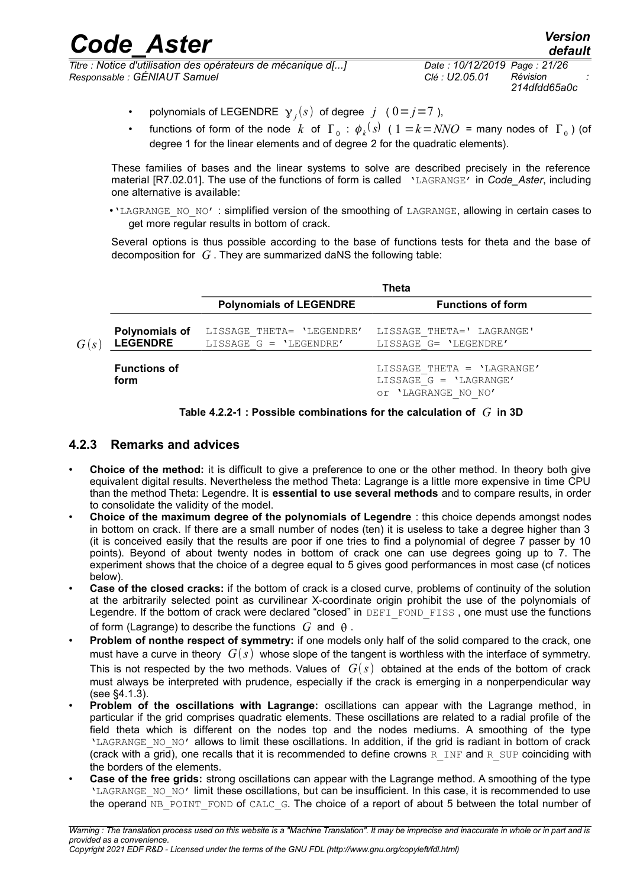- polynomials of LEGENDRE $\gamma_j(s)$ of degree $j$ ( $0=j=7$ ),
- functions of form of the node $k$ of $\Gamma_0$ : $\phi_k(s)$ ( $1=k=NNO$ = many nodes of $\Gamma_0$ ) (of degree 1 for the linear elements and of degree 2 for the quadratic elements).

These families of bases and the linear systems to solve are described precisely in the reference material [R7.02.01]. The use of the functions of form is called 'LAGRANGE' in *Code_Aster*, including one alternative is available:

- 'LAGRANGE_NO_NO' : simplified version of the smoothing of LAGRANGE, allowing in certain cases to get more regular results in bottom of crack.

Several options is thus possible according to the base of functions tests for theta and the base of decomposition for $G$. They are summarized daNS the following table:

| | | Theta | |
|---|---|---|---|
| | | **Polynomials of LEGENDRE** | **Functions of form** |
| $G(s)$ | **Polynomials of LEGENDRE** | LISSAGE_THETA= 'LEGENDRE' LISSAGE_G = 'LEGENDRE' | LISSAGE_THETA=' LAGRANGE' LISSAGE_G= 'LEGENDRE' |
| | **Functions of form** | | LISSAGE_THETA = 'LAGRANGE' LISSAGE_G = 'LAGRANGE' or 'LAGRANGE_NO_NO' |

**Table 4.2.2-1 : Possible combinations for the calculation of $G$ in 3D**

### 4.2.3 Remarks and advices

- **Choice of the method:** it is difficult to give a preference to one or the other method. In theory both give equivalent digital results. Nevertheless the method Theta: Lagrange is a little more expensive in time CPU than the method Theta: Legendre. It is **essential to use several methods** and to compare results, in order to consolidate the validity of the model.
- **Choice of the maximum degree of the polynomials of Legendre** : this choice depends amongst nodes in bottom on crack. If there are a small number of nodes (ten) it is useless to take a degree higher than 3 (it is conceived easily that the results are poor if one tries to find a polynomial of degree 7 passer by 10 points). Beyond of about twenty nodes in bottom of crack one can use degrees going up to 7. The experiment shows that the choice of a degree equal to 5 gives good performances in most case (cf notices below).
- **Case of the closed cracks:** if the bottom of crack is a closed curve, problems of continuity of the solution at the arbitrarily selected point as curvilinear X-coordinate origin prohibit the use of the polynomials of Legendre. If the bottom of crack were declared "closed" in DEFI_FOND_FISS , one must use the functions of form (Lagrange) to describe the functions $G$ and $\theta$ .
- **Problem of nonthe respect of symmetry:** if one models only half of the solid compared to the crack, one must have a curve in theory $G(s)$ whose slope of the tangent is worthless with the interface of symmetry. This is not respected by the two methods. Values of $G(s)$ obtained at the ends of the bottom of crack must always be interpreted with prudence, especially if the crack is emerging in a nonperpendicular way (see §4.1.3).
- **Problem of the oscillations with Lagrange:** oscillations can appear with the Lagrange method, in particular if the grid comprises quadratic elements. These oscillations are related to a radial profile of the field theta which is different on the nodes top and the nodes mediums. A smoothing of the type 'LAGRANGE_NO_NO' allows to limit these oscillations. In addition, if the grid is radiant in bottom of crack (crack with a grid), one recalls that it is recommended to define crowns R_INF and R_SUP coinciding with the borders of the elements.
- **Case of the free grids:** strong oscillations can appear with the Lagrange method. A smoothing of the type 'LAGRANGE_NO_NO' limit these oscillations, but can be insufficient. In this case, it is recommended to use the operand NB_POINT_FOND of CALC_G. The choice of a report of about 5 between the total number of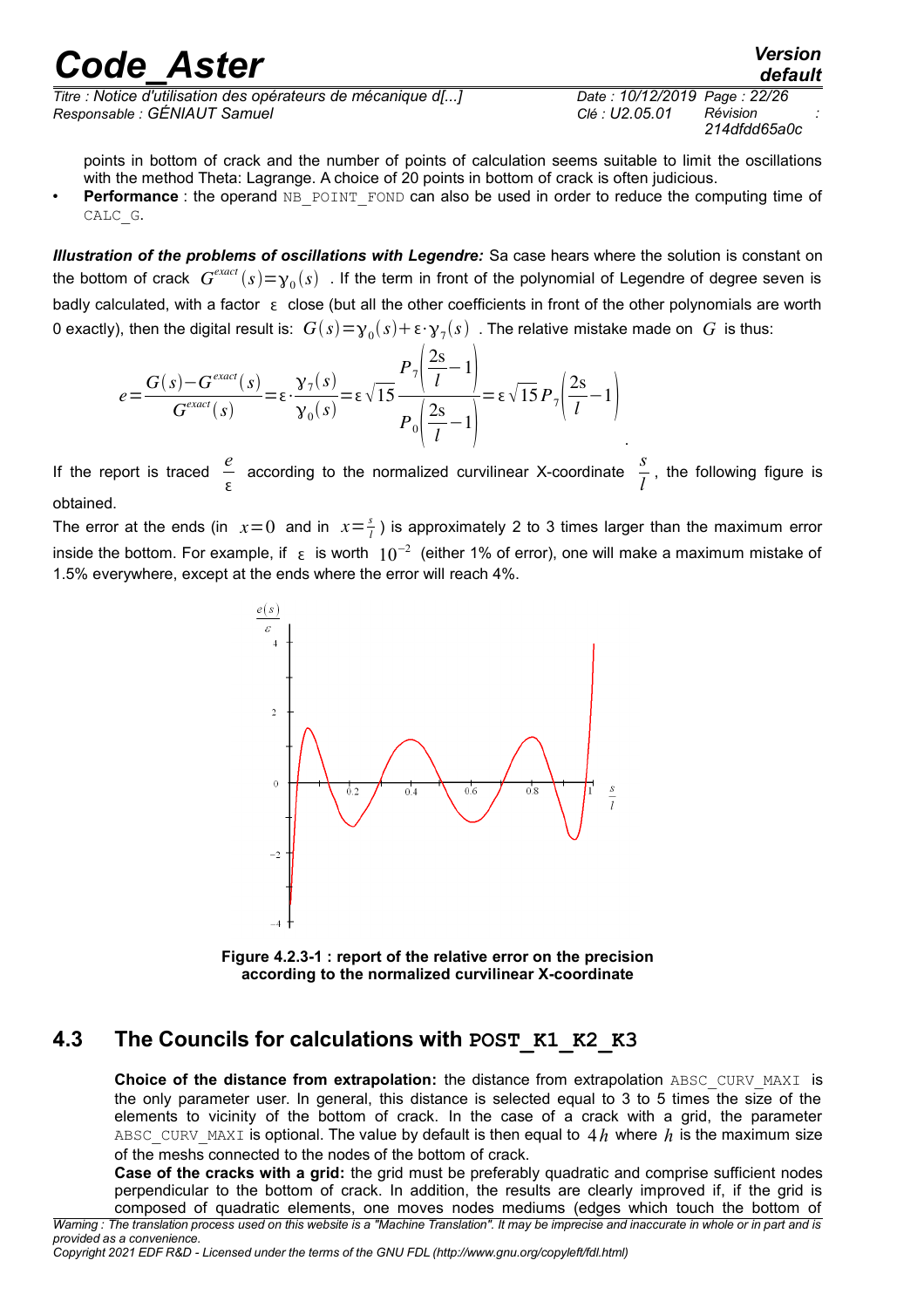points in bottom of crack and the number of points of calculation seems suitable to limit the oscillations with the method Theta: Lagrange. A choice of 20 points in bottom of crack is often judicious.

- **Performance** : the operand NB_POINT_FOND can also be used in order to reduce the computing time of CALC_G.

***Illustration of the problems of oscillations with Legendre:*** Sa case hears where the solution is constant on the bottom of crack $G^{exact}(s)=\gamma_0(s)$ . If the term in front of the polynomial of Legendre of degree seven is badly calculated, with a factor $\varepsilon$ close (but all the other coefficients in front of the other polynomials are worth 0 exactly), then the digital result is: $G(s)=\gamma_0(s)+\varepsilon\cdot\gamma_7(s)$ . The relative mistake made on $G$ is thus:

$$e=\frac{G(s)-G^{exact}(s)}{G^{exact}(s)}=\varepsilon\cdot\frac{\gamma_7(s)}{\gamma_0(s)}=\varepsilon\sqrt{15}\frac{P_7\left(\frac{2s}{l}-1\right)}{P_0\left(\frac{2s}{l}-1\right)}=\varepsilon\sqrt{15}P_7\left(\frac{2s}{l}-1\right)$$

If the report is traced $\frac{e}{\varepsilon}$ according to the normalized curvilinear X-coordinate $\frac{s}{l}$, the following figure is obtained.

The error at the ends (in $x=0$ and in $x=\frac{s}{l}$) is approximately 2 to 3 times larger than the maximum error inside the bottom. For example, if $\varepsilon$ is worth $10^{-2}$ (either 1% of error), one will make a maximum mistake of 1.5% everywhere, except at the ends where the error will reach 4%.

**Figure 4.2.3-1 : report of the relative error on the precision according to the normalized curvilinear X-coordinate**

## 4.3 The Councils for calculations with POST_K1_K2_K3

**Choice of the distance from extrapolation:** the distance from extrapolation ABSC_CURV_MAXI is the only parameter user. In general, this distance is selected equal to 3 to 5 times the size of the elements to vicinity of the bottom of crack. In the case of a crack with a grid, the parameter ABSC_CURV_MAXI is optional. The value by default is then equal to $4h$ where $h$ is the maximum size of the meshs connected to the nodes of the bottom of crack.

**Case of the cracks with a grid:** the grid must be preferably quadratic and comprise sufficient nodes perpendicular to the bottom of crack. In addition, the results are clearly improved if, if the grid is composed of quadratic elements, one moves nodes mediums (edges which touch the bottom of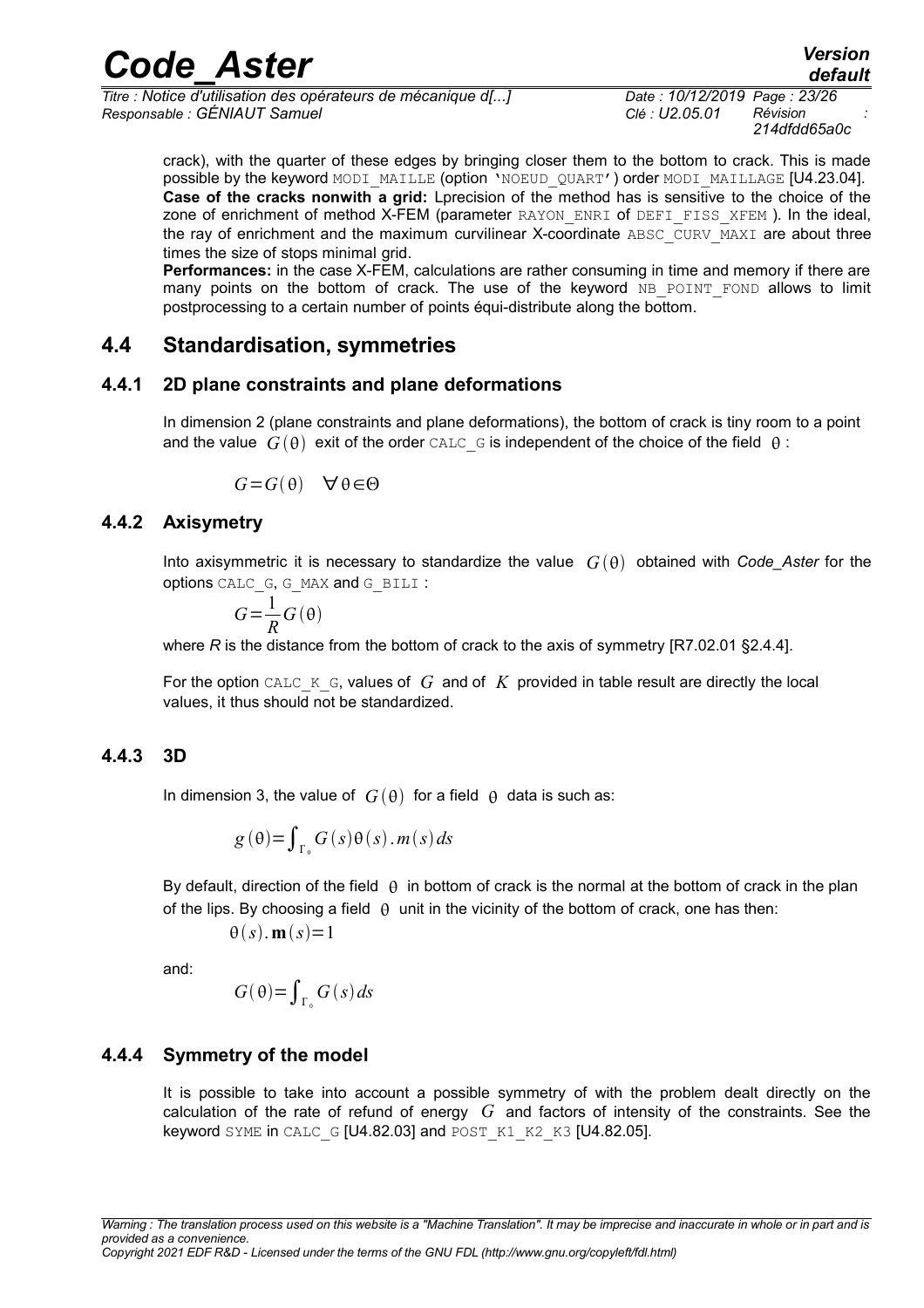crack), with the quarter of these edges by bringing closer them to the bottom to crack. This is made possible by the keyword MODI_MAILLE (option 'NOEUD_QUART') order MODI_MAILLAGE [U4.23.04].

**Case of the cracks nonwith a grid:** Lprecision of the method has is sensitive to the choice of the zone of enrichment of method X-FEM (parameter RAYON_ENRI of DEFI_FISS_XFEM ). In the ideal, the ray of enrichment and the maximum curvilinear X-coordinate ABSC_CURV_MAXI are about three times the size of stops minimal grid.

**Performances:** in the case X-FEM, calculations are rather consuming in time and memory if there are many points on the bottom of crack. The use of the keyword NB_POINT_FOND allows to limit postprocessing to a certain number of points équi-distribute along the bottom.

## 4.4 Standardisation, symmetries

### 4.4.1 2D plane constraints and plane deformations

In dimension 2 (plane constraints and plane deformations), the bottom of crack is tiny room to a point and the value $G(\theta)$ exit of the order CALC_G is independent of the choice of the field $\theta$ :

$$G = G(\theta) \quad \forall \theta \in \Theta$$

### 4.4.2 Axisymetry

Into axisymmetric it is necessary to standardize the value $G(\theta)$ obtained with *Code_Aster* for the options CALC_G, G_MAX and G_BILI :

$$G = \frac{1}{R} G(\theta)$$

where *R* is the distance from the bottom of crack to the axis of symmetry [R7.02.01 §2.4.4].

For the option CALC_K_G, values of $G$ and of $K$ provided in table result are directly the local values, it thus should not be standardized.

### 4.4.3 3D

In dimension 3, the value of $G(\theta)$ for a field $\theta$ data is such as:

$$g(\theta) = \int_{\Gamma_0} G(s)\theta(s).m(s)\,ds$$

By default, direction of the field $\theta$ in bottom of crack is the normal at the bottom of crack in the plan of the lips. By choosing a field $\theta$ unit in the vicinity of the bottom of crack, one has then:

$$\theta(s).\mathbf{m}(s) = 1$$

and:

$$G(\theta) = \int_{\Gamma_0} G(s)\,ds$$

### 4.4.4 Symmetry of the model

It is possible to take into account a possible symmetry of with the problem dealt directly on the calculation of the rate of refund of energy $G$ and factors of intensity of the constraints. See the keyword SYME in CALC_G [U4.82.03] and POST_K1_K2_K3 [U4.82.05].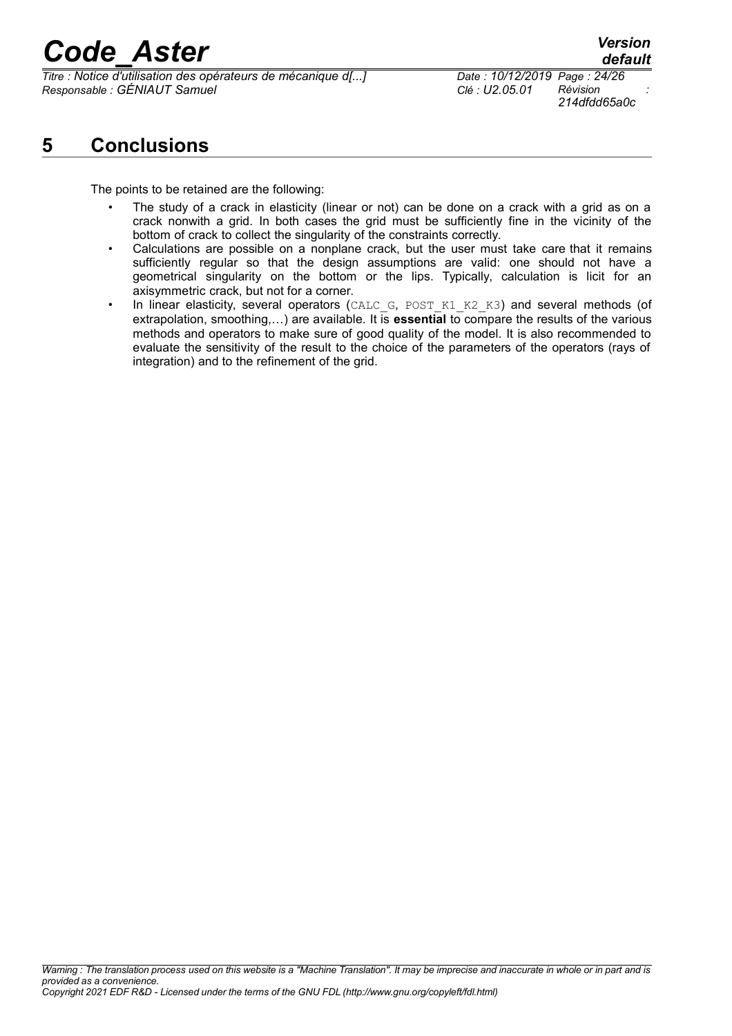# 5 Conclusions

The points to be retained are the following:

- The study of a crack in elasticity (linear or not) can be done on a crack with a grid as on a crack nonwith a grid. In both cases the grid must be sufficiently fine in the vicinity of the bottom of crack to collect the singularity of the constraints correctly.
- Calculations are possible on a nonplane crack, but the user must take care that it remains sufficiently regular so that the design assumptions are valid: one should not have a geometrical singularity on the bottom or the lips. Typically, calculation is licit for an axisymmetric crack, but not for a corner.
- In linear elasticity, several operators (`CALC_G`, `POST_K1_K2_K3`) and several methods (of extrapolation, smoothing,…) are available. It is **essential** to compare the results of the various methods and operators to make sure of good quality of the model. It is also recommended to evaluate the sensitivity of the result to the choice of the parameters of the operators (rays of integration) and to the refinement of the grid.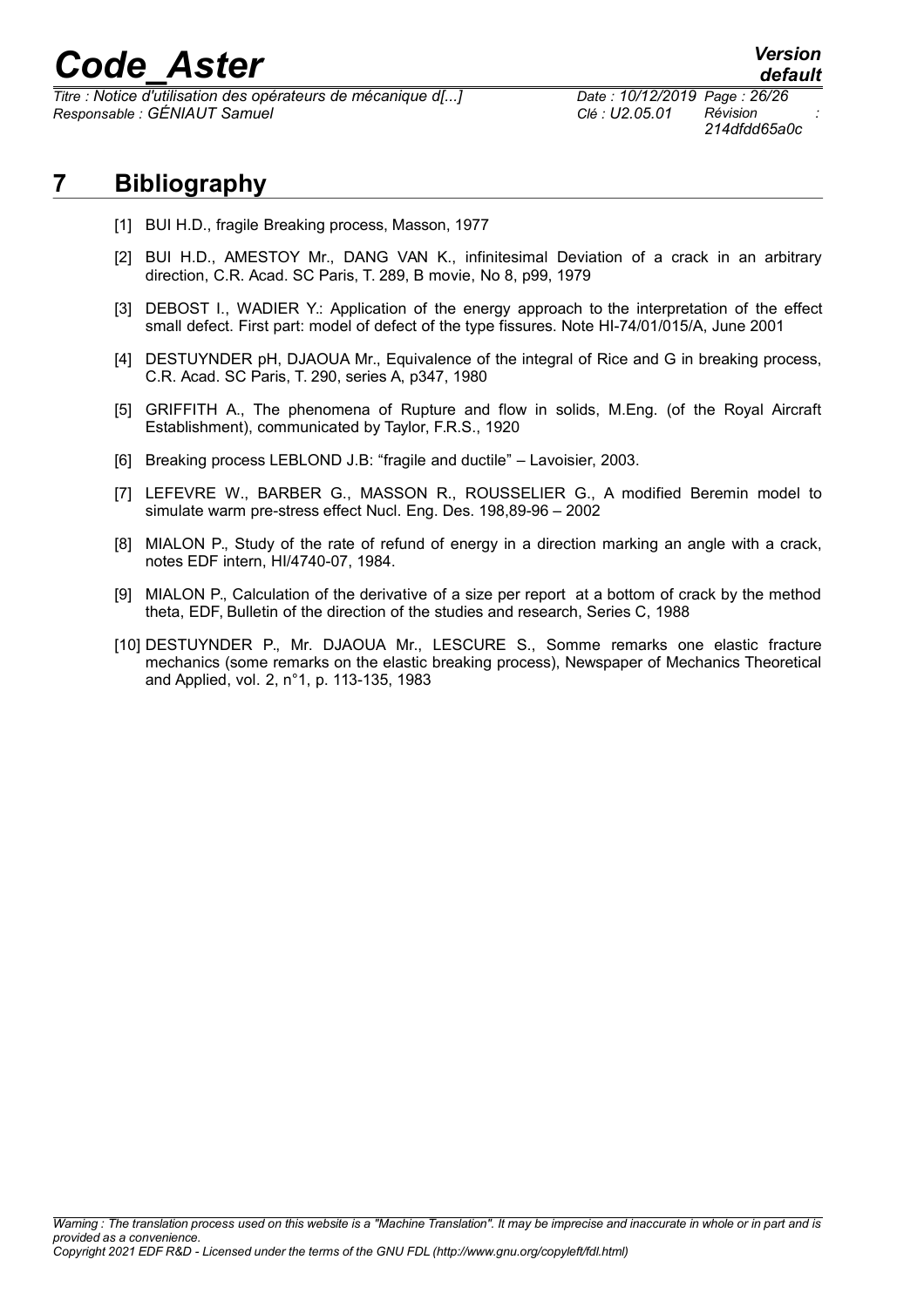# 7 Bibliography

[1] BUI H.D., fragile Breaking process, Masson, 1977

[2] BUI H.D., AMESTOY Mr., DANG VAN K., infinitesimal Deviation of a crack in an arbitrary direction, C.R. Acad. SC Paris, T. 289, B movie, No 8, p99, 1979

[3] DEBOST I., WADIER Y.: Application of the energy approach to the interpretation of the effect small defect. First part: model of defect of the type fissures. Note HI-74/01/015/A, June 2001

[4] DESTUYNDER pH, DJAOUA Mr., Equivalence of the integral of Rice and G in breaking process, C.R. Acad. SC Paris, T. 290, series A, p347, 1980

[5] GRIFFITH A., The phenomena of Rupture and flow in solids, M.Eng. (of the Royal Aircraft Establishment), communicated by Taylor, F.R.S., 1920

[6] Breaking process LEBLOND J.B: "fragile and ductile" – Lavoisier, 2003.

[7] LEFEVRE W., BARBER G., MASSON R., ROUSSELIER G., A modified Beremin model to simulate warm pre-stress effect Nucl. Eng. Des. 198,89-96 – 2002

[8] MIALON P., Study of the rate of refund of energy in a direction marking an angle with a crack, notes EDF intern, HI/4740-07, 1984.

[9] MIALON P., Calculation of the derivative of a size per report at a bottom of crack by the method theta, EDF, Bulletin of the direction of the studies and research, Series C, 1988

[10] DESTUYNDER P., Mr. DJAOUA Mr., LESCURE S., Somme remarks one elastic fracture mechanics (some remarks on the elastic breaking process), Newspaper of Mechanics Theoretical and Applied, vol. 2, n°1, p. 113-135, 1983